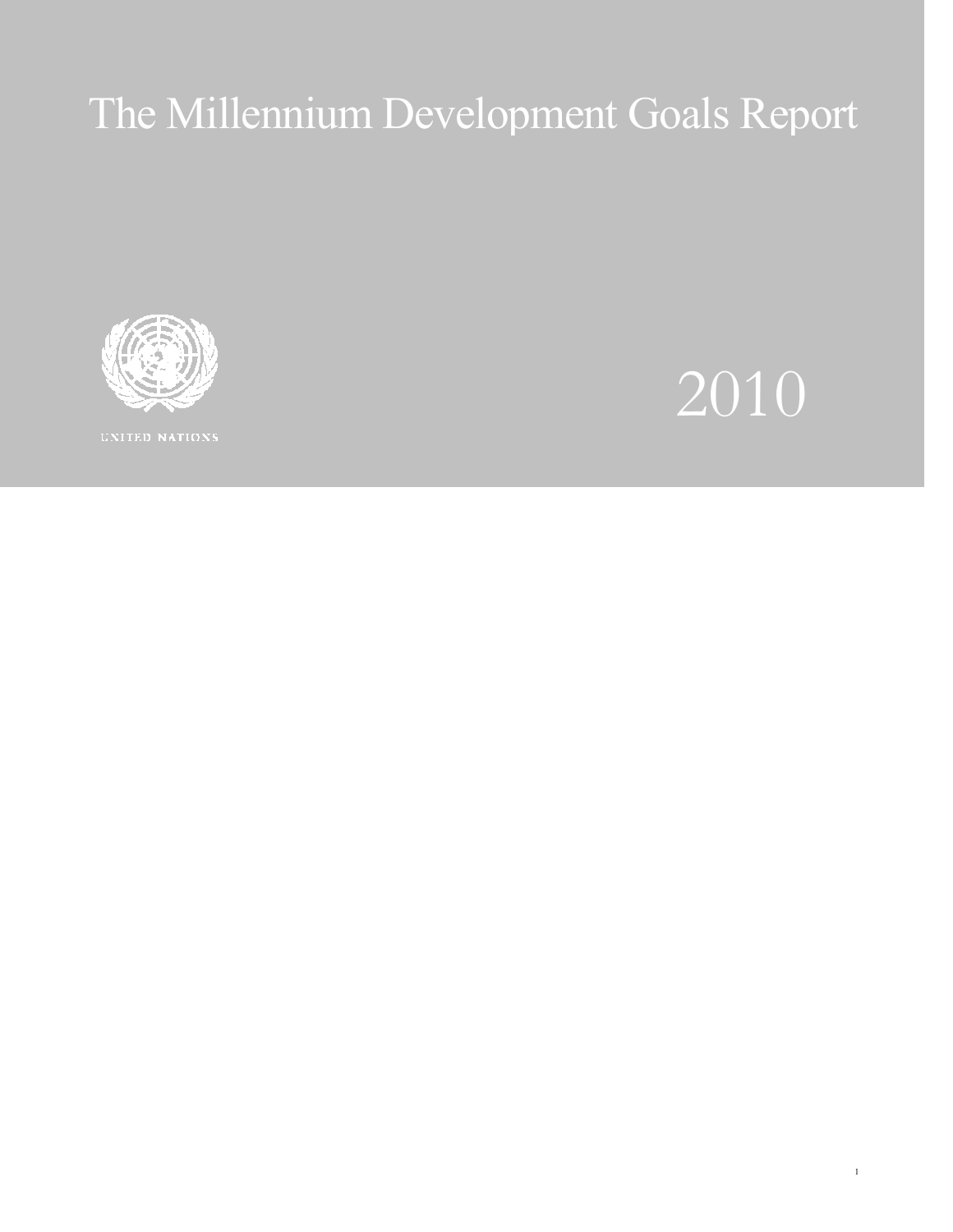# The Millennium Development Goals Report

UNITED NATIONS

2010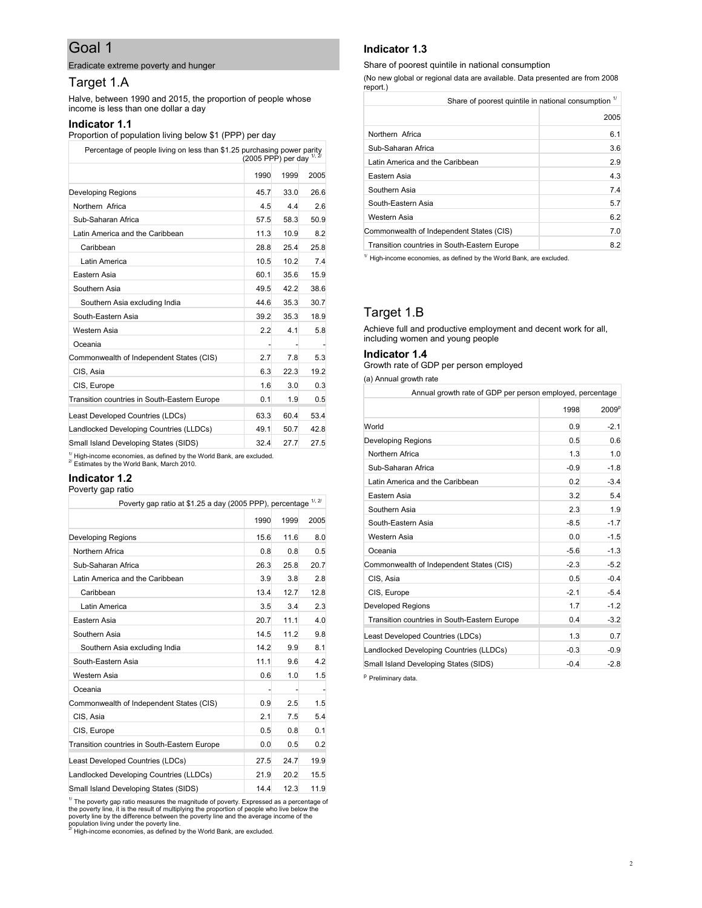# Goal 1

Eradicate extreme poverty and hunger

## Target 1.A

Halve, between 1990 and 2015, the proportion of people whose income is less than one dollar a day

### Indicator 1.1

Proportion of population living below $1 (PPP) per day

| Percentage of people living on less than $1.25 purchasing power parity (2005 PPP) per day [1/, 2/] | | | |
|---|---|---|---|
| | 1990 | 1999 | 2005 |
| Developing Regions | 45.7 | 33.0 | 26.6 |
| Northern Africa | 4.5 | 4.4 | 2.6 |
| Sub-Saharan Africa | 57.5 | 58.3 | 50.9 |
| Latin America and the Caribbean | 11.3 | 10.9 | 8.2 |
| Caribbean | 28.8 | 25.4 | 25.8 |
| Latin America | 10.5 | 10.2 | 7.4 |
| Eastern Asia | 60.1 | 35.6 | 15.9 |
| Southern Asia | 49.5 | 42.2 | 38.6 |
| Southern Asia excluding India | 44.6 | 35.3 | 30.7 |
| South-Eastern Asia | 39.2 | 35.3 | 18.9 |
| Western Asia | 2.2 | 4.1 | 5.8 |
| Oceania | - | - | - |
| Commonwealth of Independent States (CIS) | 2.7 | 7.8 | 5.3 |
| CIS, Asia | 6.3 | 22.3 | 19.2 |
| CIS, Europe | 1.6 | 3.0 | 0.3 |
| Transition countries in South-Eastern Europe | 0.1 | 1.9 | 0.5 |
| Least Developed Countries (LDCs) | 63.3 | 60.4 | 53.4 |
| Landlocked Developing Countries (LLDCs) | 49.1 | 50.7 | 42.8 |
| Small Island Developing States (SIDS) | 32.4 | 27.7 | 27.5 |

[1/] High-income economies, as defined by the World Bank, are excluded.
[2/] Estimates by the World Bank, March 2010.

### Indicator 1.2

Poverty gap ratio

| Poverty gap ratio at $1.25 a day (2005 PPP), percentage [1/, 2/] | | | |
|---|---|---|---|
| | 1990 | 1999 | 2005 |
| Developing Regions | 15.6 | 11.6 | 8.0 |
| Northern Africa | 0.8 | 0.8 | 0.5 |
| Sub-Saharan Africa | 26.3 | 25.8 | 20.7 |
| Latin America and the Caribbean | 3.9 | 3.8 | 2.8 |
| Caribbean | 13.4 | 12.7 | 12.8 |
| Latin America | 3.5 | 3.4 | 2.3 |
| Eastern Asia | 20.7 | 11.1 | 4.0 |
| Southern Asia | 14.5 | 11.2 | 9.8 |
| Southern Asia excluding India | 14.2 | 9.9 | 8.1 |
| South-Eastern Asia | 11.1 | 9.6 | 4.2 |
| Western Asia | 0.6 | 1.0 | 1.5 |
| Oceania | - | - | - |
| Commonwealth of Independent States (CIS) | 0.9 | 2.5 | 1.5 |
| CIS, Asia | 2.1 | 7.5 | 5.4 |
| CIS, Europe | 0.5 | 0.8 | 0.1 |
| Transition countries in South-Eastern Europe | 0.0 | 0.5 | 0.2 |
| Least Developed Countries (LDCs) | 27.5 | 24.7 | 19.9 |
| Landlocked Developing Countries (LLDCs) | 21.9 | 20.2 | 15.5 |
| Small Island Developing States (SIDS) | 14.4 | 12.3 | 11.9 |

[1/] The poverty gap ratio measures the magnitude of poverty. Expressed as a percentage of the poverty line, it is the result of multiplying the proportion of people who live below the poverty line by the difference between the poverty line and the average income of the population living under the poverty line.
[2/] High-income economies, as defined by the World Bank, are excluded.

### Indicator 1.3

Share of poorest quintile in national consumption

(No new global or regional data are available. Data presented are from 2008 report.)

| Share of poorest quintile in national consumption [1/] | |
|---|---|
| | 2005 |
| Northern Africa | 6.1 |
| Sub-Saharan Africa | 3.6 |
| Latin America and the Caribbean | 2.9 |
| Eastern Asia | 4.3 |
| Southern Asia | 7.4 |
| South-Eastern Asia | 5.7 |
| Western Asia | 6.2 |
| Commonwealth of Independent States (CIS) | 7.0 |
| Transition countries in South-Eastern Europe | 8.2 |

[1/] High-income economies, as defined by the World Bank, are excluded.

## Target 1.B

Achieve full and productive employment and decent work for all, including women and young people

### Indicator 1.4

Growth rate of GDP per person employed

(a) Annual growth rate

| Annual growth rate of GDP per person employed, percentage | | |
|---|---|---|
| | 1998 | 2009[p] |
| World | 0.9 | -2.1 |
| Developing Regions | 0.5 | 0.6 |
| Northern Africa | 1.3 | 1.0 |
| Sub-Saharan Africa | -0.9 | -1.8 |
| Latin America and the Caribbean | 0.2 | -3.4 |
| Eastern Asia | 3.2 | 5.4 |
| Southern Asia | 2.3 | 1.9 |
| South-Eastern Asia | -8.5 | -1.7 |
| Western Asia | 0.0 | -1.5 |
| Oceania | -5.6 | -1.3 |
| Commonwealth of Independent States (CIS) | -2.3 | -5.2 |
| CIS, Asia | 0.5 | -0.4 |
| CIS, Europe | -2.1 | -5.4 |
| Developed Regions | 1.7 | -1.2 |
| Transition countries in South-Eastern Europe | 0.4 | -3.2 |
| Least Developed Countries (LDCs) | 1.3 | 0.7 |
| Landlocked Developing Countries (LLDCs) | -0.3 | -0.9 |
| Small Island Developing States (SIDS) | -0.4 | -2.8 |

[p] Preliminary data.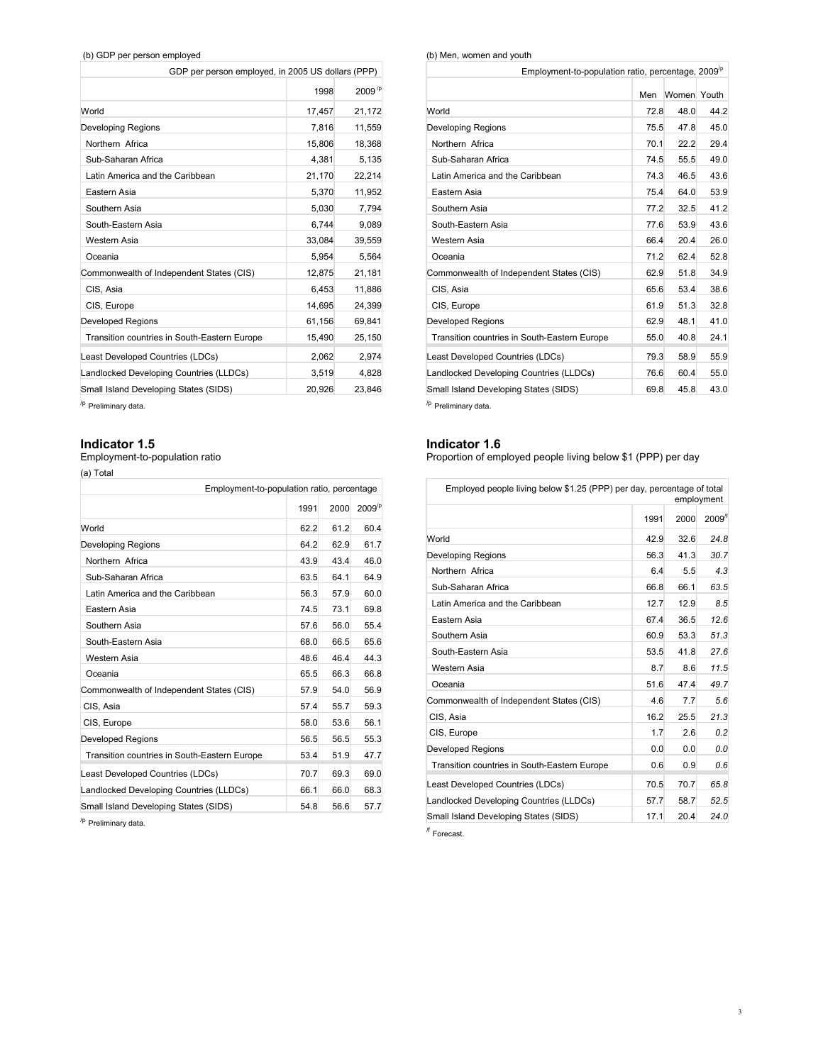(b) GDP per person employed

| GDP per person employed, in 2005 US dollars (PPP) | | |
|---|---|---|
| | 1998 | 2009 [/p] |
| World | 17,457 | 21,172 |
| Developing Regions | 7,816 | 11,559 |
| Northern Africa | 15,806 | 18,368 |
| Sub-Saharan Africa | 4,381 | 5,135 |
| Latin America and the Caribbean | 21,170 | 22,214 |
| Eastern Asia | 5,370 | 11,952 |
| Southern Asia | 5,030 | 7,794 |
| South-Eastern Asia | 6,744 | 9,089 |
| Western Asia | 33,084 | 39,559 |
| Oceania | 5,954 | 5,564 |
| Commonwealth of Independent States (CIS) | 12,875 | 21,181 |
| CIS, Asia | 6,453 | 11,886 |
| CIS, Europe | 14,695 | 24,399 |
| Developed Regions | 61,156 | 69,841 |
| Transition countries in South-Eastern Europe | 15,490 | 25,150 |
| Least Developed Countries (LDCs) | 2,062 | 2,974 |
| Landlocked Developing Countries (LLDCs) | 3,519 | 4,828 |
| Small Island Developing States (SIDS) | 20,926 | 23,846 |

[/p] Preliminary data.

## Indicator 1.5

Employment-to-population ratio

(a) Total

| Employment-to-population ratio, percentage | | | |
|---|---|---|---|
| | 1991 | 2000 | 2009[/p] |
| World | 62.2 | 61.2 | 60.4 |
| Developing Regions | 64.2 | 62.9 | 61.7 |
| Northern Africa | 43.9 | 43.4 | 46.0 |
| Sub-Saharan Africa | 63.5 | 64.1 | 64.9 |
| Latin America and the Caribbean | 56.3 | 57.9 | 60.0 |
| Eastern Asia | 74.5 | 73.1 | 69.8 |
| Southern Asia | 57.6 | 56.0 | 55.4 |
| South-Eastern Asia | 68.0 | 66.5 | 65.6 |
| Western Asia | 48.6 | 46.4 | 44.3 |
| Oceania | 65.5 | 66.3 | 66.8 |
| Commonwealth of Independent States (CIS) | 57.9 | 54.0 | 56.9 |
| CIS, Asia | 57.4 | 55.7 | 59.3 |
| CIS, Europe | 58.0 | 53.6 | 56.1 |
| Developed Regions | 56.5 | 56.5 | 55.3 |
| Transition countries in South-Eastern Europe | 53.4 | 51.9 | 47.7 |
| Least Developed Countries (LDCs) | 70.7 | 69.3 | 69.0 |
| Landlocked Developing Countries (LLDCs) | 66.1 | 66.0 | 68.3 |
| Small Island Developing States (SIDS) | 54.8 | 56.6 | 57.7 |

[/p] Preliminary data.

(b) Men, women and youth

| Employment-to-population ratio, percentage, 2009[/p] | | | |
|---|---|---|---|
| | Men | Women | Youth |
| World | 72.8 | 48.0 | 44.2 |
| Developing Regions | 75.5 | 47.8 | 45.0 |
| Northern Africa | 70.1 | 22.2 | 29.4 |
| Sub-Saharan Africa | 74.5 | 55.5 | 49.0 |
| Latin America and the Caribbean | 74.3 | 46.5 | 43.6 |
| Eastern Asia | 75.4 | 64.0 | 53.9 |
| Southern Asia | 77.2 | 32.5 | 41.2 |
| South-Eastern Asia | 77.6 | 53.9 | 43.6 |
| Western Asia | 66.4 | 20.4 | 26.0 |
| Oceania | 71.2 | 62.4 | 52.8 |
| Commonwealth of Independent States (CIS) | 62.9 | 51.8 | 34.9 |
| CIS, Asia | 65.6 | 53.4 | 38.6 |
| CIS, Europe | 61.9 | 51.3 | 32.8 |
| Developed Regions | 62.9 | 48.1 | 41.0 |
| Transition countries in South-Eastern Europe | 55.0 | 40.8 | 24.1 |
| Least Developed Countries (LDCs) | 79.3 | 58.9 | 55.9 |
| Landlocked Developing Countries (LLDCs) | 76.6 | 60.4 | 55.0 |
| Small Island Developing States (SIDS) | 69.8 | 45.8 | 43.0 |

[/p] Preliminary data.

## Indicator 1.6

Proportion of employed people living below $1 (PPP) per day

| Employed people living below $1.25 (PPP) per day, percentage of total employment | | | |
|---|---|---|---|
| | 1991 | 2000 | 2009[/f] |
| World | 42.9 | 32.6 | *24.8* |
| Developing Regions | 56.3 | 41.3 | *30.7* |
| Northern Africa | 6.4 | 5.5 | *4.3* |
| Sub-Saharan Africa | 66.8 | 66.1 | *63.5* |
| Latin America and the Caribbean | 12.7 | 12.9 | *8.5* |
| Eastern Asia | 67.4 | 36.5 | *12.6* |
| Southern Asia | 60.9 | 53.3 | *51.3* |
| South-Eastern Asia | 53.5 | 41.8 | *27.6* |
| Western Asia | 8.7 | 8.6 | *11.5* |
| Oceania | 51.6 | 47.4 | *49.7* |
| Commonwealth of Independent States (CIS) | 4.6 | 7.7 | *5.6* |
| CIS, Asia | 16.2 | 25.5 | *21.3* |
| CIS, Europe | 1.7 | 2.6 | *0.2* |
| Developed Regions | 0.0 | 0.0 | *0.0* |
| Transition countries in South-Eastern Europe | 0.6 | 0.9 | *0.6* |
| Least Developed Countries (LDCs) | 70.5 | 70.7 | *65.8* |
| Landlocked Developing Countries (LLDCs) | 57.7 | 58.7 | *52.5* |
| Small Island Developing States (SIDS) | 17.1 | 20.4 | *24.0* |

[/f] Forecast.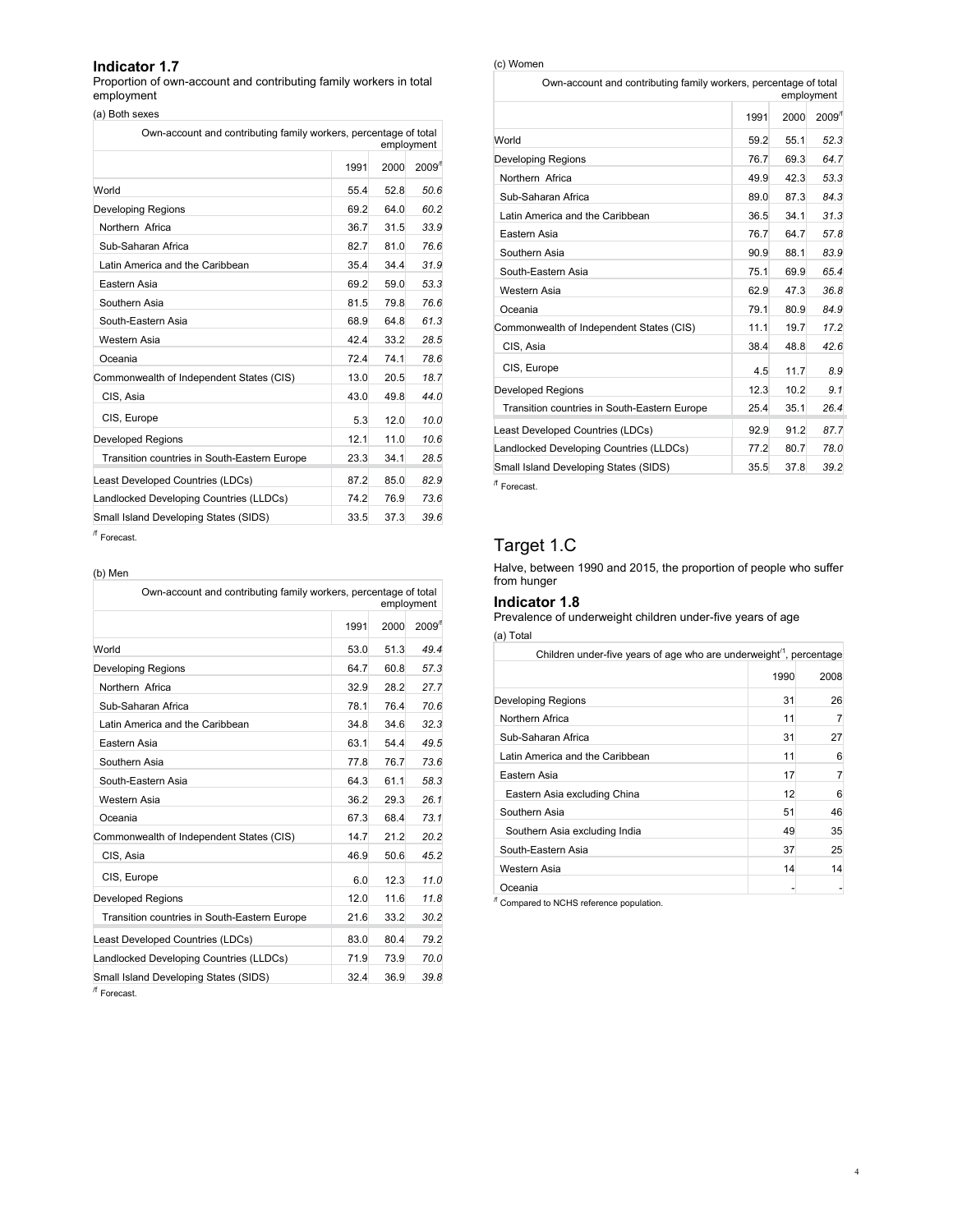### Indicator 1.7

Proportion of own-account and contributing family workers in total employment

(a) Both sexes

| Own-account and contributing family workers, percentage of total employment | | | |
|---|---|---|---|
| | 1991 | 2000 | 2009[f] |
| World | 55.4 | 52.8 | *50.6* |
| Developing Regions | 69.2 | 64.0 | *60.2* |
| Northern Africa | 36.7 | 31.5 | *33.9* |
| Sub-Saharan Africa | 82.7 | 81.0 | *76.6* |
| Latin America and the Caribbean | 35.4 | 34.4 | *31.9* |
| Eastern Asia | 69.2 | 59.0 | *53.3* |
| Southern Asia | 81.5 | 79.8 | *76.6* |
| South-Eastern Asia | 68.9 | 64.8 | *61.3* |
| Western Asia | 42.4 | 33.2 | *28.5* |
| Oceania | 72.4 | 74.1 | *78.6* |
| Commonwealth of Independent States (CIS) | 13.0 | 20.5 | *18.7* |
| CIS, Asia | 43.0 | 49.8 | *44.0* |
| CIS, Europe | 5.3 | 12.0 | *10.0* |
| Developed Regions | 12.1 | 11.0 | *10.6* |
| Transition countries in South-Eastern Europe | 23.3 | 34.1 | *28.5* |
| Least Developed Countries (LDCs) | 87.2 | 85.0 | *82.9* |
| Landlocked Developing Countries (LLDCs) | 74.2 | 76.9 | *73.6* |
| Small Island Developing States (SIDS) | 33.5 | 37.3 | *39.6* |

[f] Forecast.

(b) Men

| Own-account and contributing family workers, percentage of total employment | | | |
|---|---|---|---|
| | 1991 | 2000 | 2009[f] |
| World | 53.0 | 51.3 | *49.4* |
| Developing Regions | 64.7 | 60.8 | *57.3* |
| Northern Africa | 32.9 | 28.2 | *27.7* |
| Sub-Saharan Africa | 78.1 | 76.4 | *70.6* |
| Latin America and the Caribbean | 34.8 | 34.6 | *32.3* |
| Eastern Asia | 63.1 | 54.4 | *49.5* |
| Southern Asia | 77.8 | 76.7 | *73.6* |
| South-Eastern Asia | 64.3 | 61.1 | *58.3* |
| Western Asia | 36.2 | 29.3 | *26.1* |
| Oceania | 67.3 | 68.4 | *73.1* |
| Commonwealth of Independent States (CIS) | 14.7 | 21.2 | *20.2* |
| CIS, Asia | 46.9 | 50.6 | *45.2* |
| CIS, Europe | 6.0 | 12.3 | *11.0* |
| Developed Regions | 12.0 | 11.6 | *11.8* |
| Transition countries in South-Eastern Europe | 21.6 | 33.2 | *30.2* |
| Least Developed Countries (LDCs) | 83.0 | 80.4 | *79.2* |
| Landlocked Developing Countries (LLDCs) | 71.9 | 73.9 | *70.0* |
| Small Island Developing States (SIDS) | 32.4 | 36.9 | *39.8* |

[f] Forecast.

(c) Women

| Own-account and contributing family workers, percentage of total employment | | | |
|---|---|---|---|
| | 1991 | 2000 | 2009[f] |
| World | 59.2 | 55.1 | *52.3* |
| Developing Regions | 76.7 | 69.3 | *64.7* |
| Northern Africa | 49.9 | 42.3 | *53.3* |
| Sub-Saharan Africa | 89.0 | 87.3 | *84.3* |
| Latin America and the Caribbean | 36.5 | 34.1 | *31.3* |
| Eastern Asia | 76.7 | 64.7 | *57.8* |
| Southern Asia | 90.9 | 88.1 | *83.9* |
| South-Eastern Asia | 75.1 | 69.9 | *65.4* |
| Western Asia | 62.9 | 47.3 | *36.8* |
| Oceania | 79.1 | 80.9 | *84.9* |
| Commonwealth of Independent States (CIS) | 11.1 | 19.7 | *17.2* |
| CIS, Asia | 38.4 | 48.8 | *42.6* |
| CIS, Europe | 4.5 | 11.7 | *8.9* |
| Developed Regions | 12.3 | 10.2 | *9.1* |
| Transition countries in South-Eastern Europe | 25.4 | 35.1 | *26.4* |
| Least Developed Countries (LDCs) | 92.9 | 91.2 | *87.7* |
| Landlocked Developing Countries (LLDCs) | 77.2 | 80.7 | *78.0* |
| Small Island Developing States (SIDS) | 35.5 | 37.8 | *39.2* |

[f] Forecast.

## Target 1.C

Halve, between 1990 and 2015, the proportion of people who suffer from hunger

### Indicator 1.8

Prevalence of underweight children under-five years of age

(a) Total

| Children under-five years of age who are underweight[1], percentage | | |
|---|---|---|
| | 1990 | 2008 |
| Developing Regions | 31 | 26 |
| Northern Africa | 11 | 7 |
| Sub-Saharan Africa | 31 | 27 |
| Latin America and the Caribbean | 11 | 6 |
| Eastern Asia | 17 | 7 |
| Eastern Asia excluding China | 12 | 6 |
| Southern Asia | 51 | 46 |
| Southern Asia excluding India | 49 | 35 |
| South-Eastern Asia | 37 | 25 |
| Western Asia | 14 | 14 |
| Oceania | - | - |

[1] Compared to NCHS reference population.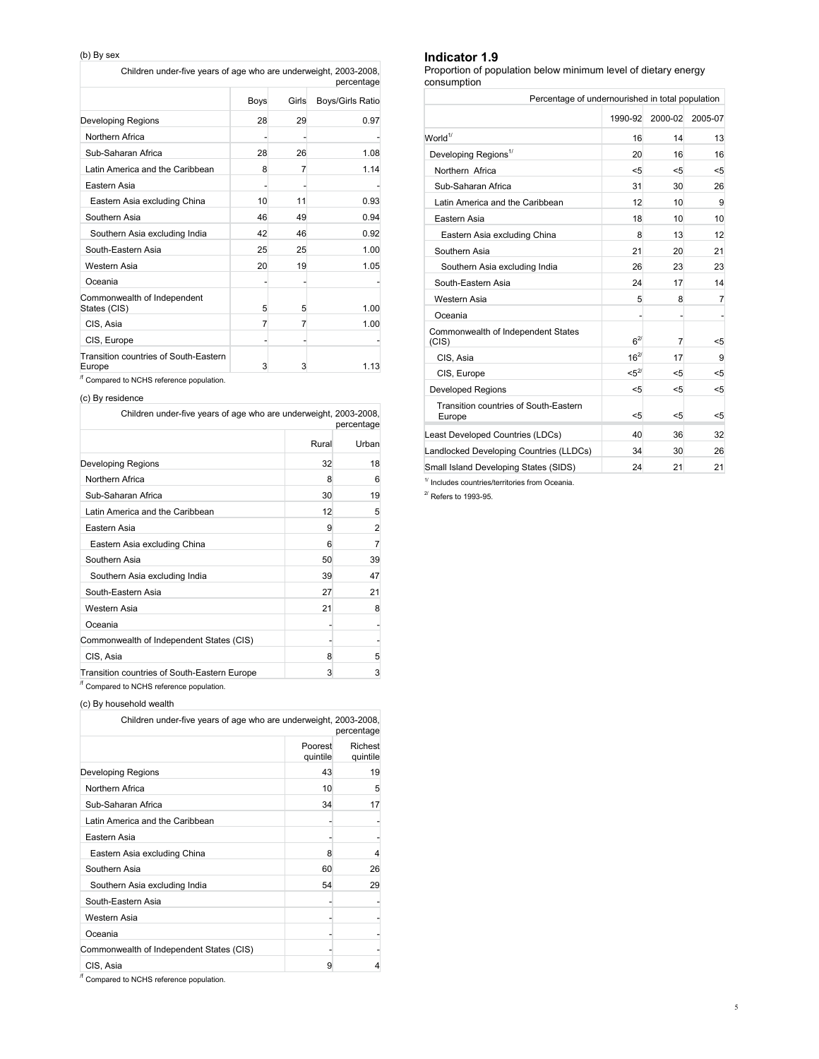(b) By sex

| Children under-five years of age who are underweight, 2003-2008, percentage | | | |
|---|---|---|---|
| | Boys | Girls | Boys/Girls Ratio |
| Developing Regions | 28 | 29 | 0.97 |
| Northern Africa | - | - | - |
| Sub-Saharan Africa | 28 | 26 | 1.08 |
| Latin America and the Caribbean | 8 | 7 | 1.14 |
| Eastern Asia | - | - | - |
| Eastern Asia excluding China | 10 | 11 | 0.93 |
| Southern Asia | 46 | 49 | 0.94 |
| Southern Asia excluding India | 42 | 46 | 0.92 |
| South-Eastern Asia | 25 | 25 | 1.00 |
| Western Asia | 20 | 19 | 1.05 |
| Oceania | - | - | - |
| Commonwealth of Independent States (CIS) | 5 | 5 | 1.00 |
| CIS, Asia | 7 | 7 | 1.00 |
| CIS, Europe | - | - | - |
| Transition countries of South-Eastern Europe | 3 | 3 | 1.13 |

/f Compared to NCHS reference population.

(c) By residence

| Children under-five years of age who are underweight, 2003-2008, percentage | | |
|---|---|---|
| | Rural | Urban |
| Developing Regions | 32 | 18 |
| Northern Africa | 8 | 6 |
| Sub-Saharan Africa | 30 | 19 |
| Latin America and the Caribbean | 12 | 5 |
| Eastern Asia | 9 | 2 |
| Eastern Asia excluding China | 6 | 7 |
| Southern Asia | 50 | 39 |
| Southern Asia excluding India | 39 | 47 |
| South-Eastern Asia | 27 | 21 |
| Western Asia | 21 | 8 |
| Oceania | - | - |
| Commonwealth of Independent States (CIS) | - | - |
| CIS, Asia | 8 | 5 |
| Transition countries of South-Eastern Europe | 3 | 3 |

/f Compared to NCHS reference population.

(c) By household wealth

| Children under-five years of age who are underweight, 2003-2008, percentage | | |
|---|---|---|
| | Poorest quintile | Richest quintile |
| Developing Regions | 43 | 19 |
| Northern Africa | 10 | 5 |
| Sub-Saharan Africa | 34 | 17 |
| Latin America and the Caribbean | - | - |
| Eastern Asia | - | - |
| Eastern Asia excluding China | 8 | 4 |
| Southern Asia | 60 | 26 |
| Southern Asia excluding India | 54 | 29 |
| South-Eastern Asia | - | - |
| Western Asia | - | - |
| Oceania | - | - |
| Commonwealth of Independent States (CIS) | - | - |
| CIS, Asia | 9 | 4 |

/f Compared to NCHS reference population.

## Indicator 1.9

Proportion of population below minimum level of dietary energy consumption

| Percentage of undernourished in total population | | | |
|---|---|---|---|
| | 1990-92 | 2000-02 | 2005-07 |
| World[1/] | 16 | 14 | 13 |
| Developing Regions[1/] | 20 | 16 | 16 |
| Northern Africa | <5 | <5 | <5 |
| Sub-Saharan Africa | 31 | 30 | 26 |
| Latin America and the Caribbean | 12 | 10 | 9 |
| Eastern Asia | 18 | 10 | 10 |
| Eastern Asia excluding China | 8 | 13 | 12 |
| Southern Asia | 21 | 20 | 21 |
| Southern Asia excluding India | 26 | 23 | 23 |
| South-Eastern Asia | 24 | 17 | 14 |
| Western Asia | 5 | 8 | 7 |
| Oceania | - | - | - |
| Commonwealth of Independent States (CIS) | 6[2/] | 7 | <5 |
| CIS, Asia | 16[2/] | 17 | 9 |
| CIS, Europe | <5[2/] | <5 | <5 |
| Developed Regions | <5 | <5 | <5 |
| Transition countries of South-Eastern Europe | <5 | <5 | <5 |
| Least Developed Countries (LDCs) | 40 | 36 | 32 |
| Landlocked Developing Countries (LLDCs) | 34 | 30 | 26 |
| Small Island Developing States (SIDS) | 24 | 21 | 21 |

[1/] Includes countries/territories from Oceania.

[2/] Refers to 1993-95.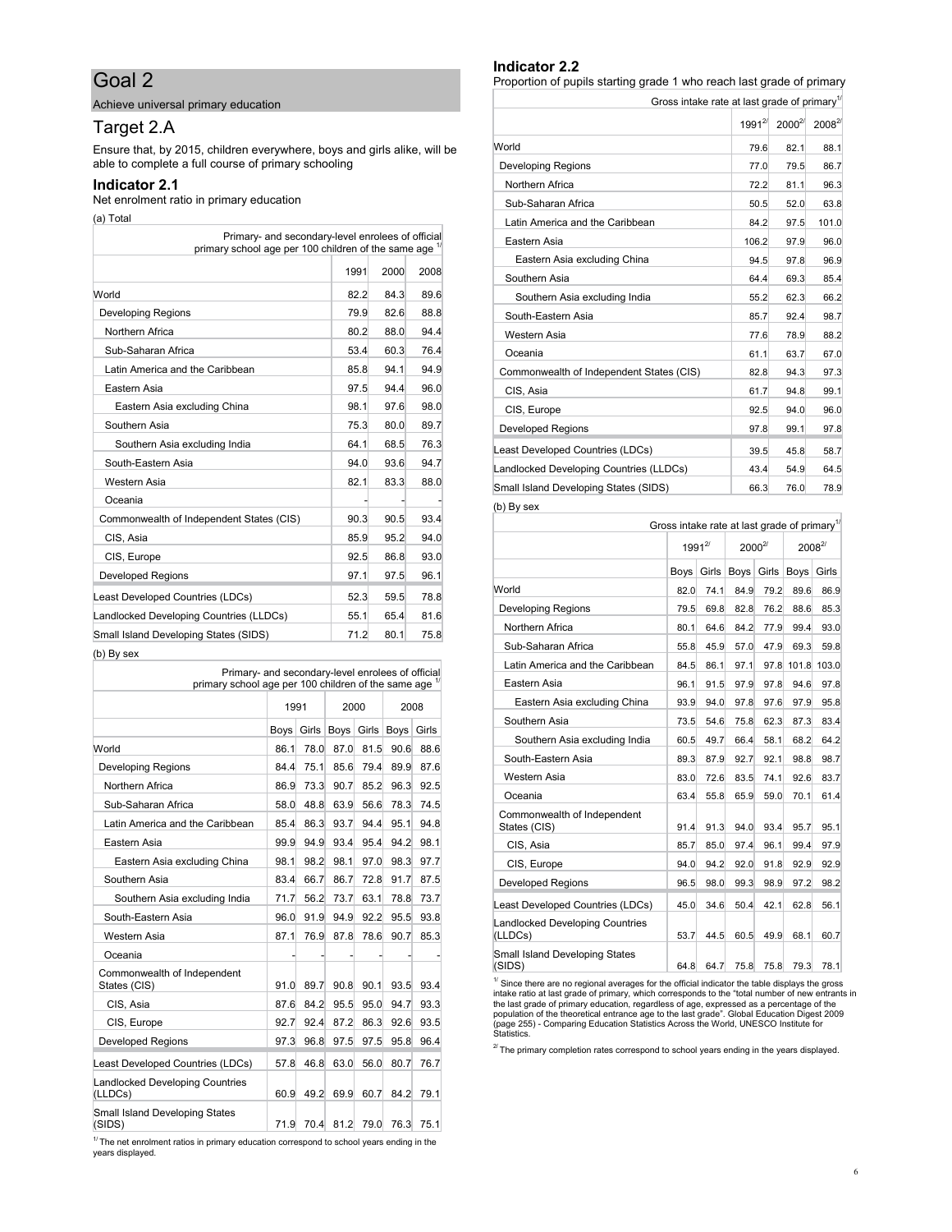# Goal 2

Achieve universal primary education

## Target 2.A

Ensure that, by 2015, children everywhere, boys and girls alike, will be able to complete a full course of primary schooling

### Indicator 2.1

Net enrolment ratio in primary education

(a) Total

| Primary- and secondary-level enrolees of official primary school age per 100 children of the same age [1/] | | | |
|---|---|---|---|
| | 1991 | 2000 | 2008 |
| World | 82.2 | 84.3 | 89.6 |
| Developing Regions | 79.9 | 82.6 | 88.8 |
| Northern Africa | 80.2 | 88.0 | 94.4 |
| Sub-Saharan Africa | 53.4 | 60.3 | 76.4 |
| Latin America and the Caribbean | 85.8 | 94.1 | 94.9 |
| Eastern Asia | 97.5 | 94.4 | 96.0 |
| Eastern Asia excluding China | 98.1 | 97.6 | 98.0 |
| Southern Asia | 75.3 | 80.0 | 89.7 |
| Southern Asia excluding India | 64.1 | 68.5 | 76.3 |
| South-Eastern Asia | 94.0 | 93.6 | 94.7 |
| Western Asia | 82.1 | 83.3 | 88.0 |
| Oceania | - | - | - |
| Commonwealth of Independent States (CIS) | 90.3 | 90.5 | 93.4 |
| CIS, Asia | 85.9 | 95.2 | 94.0 |
| CIS, Europe | 92.5 | 86.8 | 93.0 |
| Developed Regions | 97.1 | 97.5 | 96.1 |
| Least Developed Countries (LDCs) | 52.3 | 59.5 | 78.8 |
| Landlocked Developing Countries (LLDCs) | 55.1 | 65.4 | 81.6 |
| Small Island Developing States (SIDS) | 71.2 | 80.1 | 75.8 |

(b) By sex

| Primary- and secondary-level enrolees of official primary school age per 100 children of the same age [1/] | | | | | | |
|---|---|---|---|---|---|---|
| | 1991 | | 2000 | | 2008 | |
| | Boys | Girls | Boys | Girls | Boys | Girls |
| World | 86.1 | 78.0 | 87.0 | 81.5 | 90.6 | 88.6 |
| Developing Regions | 84.4 | 75.1 | 85.6 | 79.4 | 89.9 | 87.6 |
| Northern Africa | 86.9 | 73.3 | 90.7 | 85.2 | 96.3 | 92.5 |
| Sub-Saharan Africa | 58.0 | 48.8 | 63.9 | 56.6 | 78.3 | 74.5 |
| Latin America and the Caribbean | 85.4 | 86.3 | 93.7 | 94.4 | 95.1 | 94.8 |
| Eastern Asia | 99.9 | 94.9 | 93.4 | 95.4 | 94.2 | 98.1 |
| Eastern Asia excluding China | 98.1 | 98.2 | 98.1 | 97.0 | 98.3 | 97.7 |
| Southern Asia | 83.4 | 66.7 | 86.7 | 72.8 | 91.7 | 87.5 |
| Southern Asia excluding India | 71.7 | 56.2 | 73.7 | 63.1 | 78.8 | 73.7 |
| South-Eastern Asia | 96.0 | 91.9 | 94.9 | 92.2 | 95.5 | 93.8 |
| Western Asia | 87.1 | 76.9 | 87.8 | 78.6 | 90.7 | 85.3 |
| Oceania | - | - | - | - | - | - |
| Commonwealth of Independent States (CIS) | 91.0 | 89.7 | 90.8 | 90.1 | 93.5 | 93.4 |
| CIS, Asia | 87.6 | 84.2 | 95.5 | 95.0 | 94.7 | 93.3 |
| CIS, Europe | 92.7 | 92.4 | 87.2 | 86.3 | 92.6 | 93.5 |
| Developed Regions | 97.3 | 96.8 | 97.5 | 97.5 | 95.8 | 96.4 |
| Least Developed Countries (LDCs) | 57.8 | 46.8 | 63.0 | 56.0 | 80.7 | 76.7 |
| Landlocked Developing Countries (LLDCs) | 60.9 | 49.2 | 69.9 | 60.7 | 84.2 | 79.1 |
| Small Island Developing States (SIDS) | 71.9 | 70.4 | 81.2 | 79.0 | 76.3 | 75.1 |

[1/] The net enrolment ratios in primary education correspond to school years ending in the years displayed.

### Indicator 2.2

Proportion of pupils starting grade 1 who reach last grade of primary

| Gross intake rate at last grade of primary[1/] | | | |
|---|---|---|---|
| | 1991[2/] | 2000[2/] | 2008[2/] |
| World | 79.6 | 82.1 | 88.1 |
| Developing Regions | 77.0 | 79.5 | 86.7 |
| Northern Africa | 72.2 | 81.1 | 96.3 |
| Sub-Saharan Africa | 50.5 | 52.0 | 63.8 |
| Latin America and the Caribbean | 84.2 | 97.5 | 101.0 |
| Eastern Asia | 106.2 | 97.9 | 96.0 |
| Eastern Asia excluding China | 94.5 | 97.8 | 96.9 |
| Southern Asia | 64.4 | 69.3 | 85.4 |
| Southern Asia excluding India | 55.2 | 62.3 | 66.2 |
| South-Eastern Asia | 85.7 | 92.4 | 98.7 |
| Western Asia | 77.6 | 78.9 | 88.2 |
| Oceania | 61.1 | 63.7 | 67.0 |
| Commonwealth of Independent States (CIS) | 82.8 | 94.3 | 97.3 |
| CIS, Asia | 61.7 | 94.8 | 99.1 |
| CIS, Europe | 92.5 | 94.0 | 96.0 |
| Developed Regions | 97.8 | 99.1 | 97.8 |
| Least Developed Countries (LDCs) | 39.5 | 45.8 | 58.7 |
| Landlocked Developing Countries (LLDCs) | 43.4 | 54.9 | 64.5 |
| Small Island Developing States (SIDS) | 66.3 | 76.0 | 78.9 |

(b) By sex

| Gross intake rate at last grade of primary[1/] | | | | | | |
|---|---|---|---|---|---|---|
| | 1991[2/] | | 2000[2/] | | 2008[2/] | |
| | Boys | Girls | Boys | Girls | Boys | Girls |
| World | 82.0 | 74.1 | 84.9 | 79.2 | 89.6 | 86.9 |
| Developing Regions | 79.5 | 69.8 | 82.8 | 76.2 | 88.6 | 85.3 |
| Northern Africa | 80.1 | 64.6 | 84.2 | 77.9 | 99.4 | 93.0 |
| Sub-Saharan Africa | 55.8 | 45.9 | 57.0 | 47.9 | 69.3 | 59.8 |
| Latin America and the Caribbean | 84.5 | 86.1 | 97.1 | 97.8 | 101.8 | 103.0 |
| Eastern Asia | 96.1 | 91.5 | 97.9 | 97.8 | 94.6 | 97.8 |
| Eastern Asia excluding China | 93.9 | 94.0 | 97.8 | 97.6 | 97.9 | 95.8 |
| Southern Asia | 73.5 | 54.6 | 75.8 | 62.3 | 87.3 | 83.4 |
| Southern Asia excluding India | 60.5 | 49.7 | 66.4 | 58.1 | 68.2 | 64.2 |
| South-Eastern Asia | 89.3 | 87.9 | 92.7 | 92.1 | 98.8 | 98.7 |
| Western Asia | 83.0 | 72.6 | 83.5 | 74.1 | 92.6 | 83.7 |
| Oceania | 63.4 | 55.8 | 65.9 | 59.0 | 70.1 | 61.4 |
| Commonwealth of Independent States (CIS) | 91.4 | 91.3 | 94.0 | 93.4 | 95.7 | 95.1 |
| CIS, Asia | 85.7 | 85.0 | 97.4 | 96.1 | 99.4 | 97.9 |
| CIS, Europe | 94.0 | 94.2 | 92.0 | 91.8 | 92.9 | 92.9 |
| Developed Regions | 96.5 | 98.0 | 99.3 | 98.9 | 97.2 | 98.2 |
| Least Developed Countries (LDCs) | 45.0 | 34.6 | 50.4 | 42.1 | 62.8 | 56.1 |
| Landlocked Developing Countries (LLDCs) | 53.7 | 44.5 | 60.5 | 49.9 | 68.1 | 60.7 |
| Small Island Developing States (SIDS) | 64.8 | 64.7 | 75.8 | 75.8 | 79.3 | 78.1 |

[1/] Since there are no regional averages for the official indicator the table displays the gross intake ratio at last grade of primary, which corresponds to the "total number of new entrants in the last grade of primary education, regardless of age, expressed as a percentage of the population of the theoretical entrance age to the last grade". Global Education Digest 2009 (page 255) - Comparing Education Statistics Across the World, UNESCO Institute for Statistics.

[2/] The primary completion rates correspond to school years ending in the years displayed.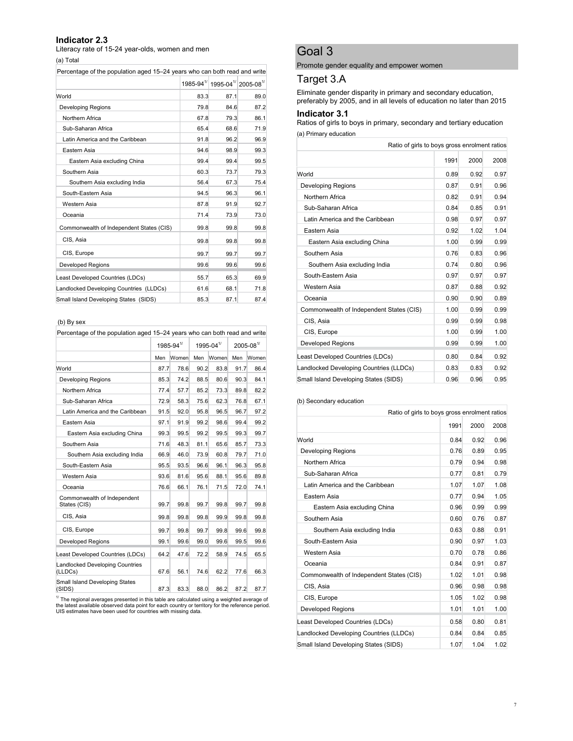### Indicator 2.3

Literacy rate of 15-24 year-olds, women and men

(a) Total

| Percentage of the population aged 15–24 years who can both read and write | 1985-94[1/] | 1995-04[1/] | 2005-08[1/] |
|---|---|---|---|
| World | 83.3 | 87.1 | 89.0 |
| Developing Regions | 79.8 | 84.6 | 87.2 |
| Northern Africa | 67.8 | 79.3 | 86.1 |
| Sub-Saharan Africa | 65.4 | 68.6 | 71.9 |
| Latin America and the Caribbean | 91.8 | 96.2 | 96.9 |
| Eastern Asia | 94.6 | 98.9 | 99.3 |
| Eastern Asia excluding China | 99.4 | 99.4 | 99.5 |
| Southern Asia | 60.3 | 73.7 | 79.3 |
| Southern Asia excluding India | 56.4 | 67.3 | 75.4 |
| South-Eastern Asia | 94.5 | 96.3 | 96.1 |
| Western Asia | 87.8 | 91.9 | 92.7 |
| Oceania | 71.4 | 73.9 | 73.0 |
| Commonwealth of Independent States (CIS) | 99.8 | 99.8 | 99.8 |
| CIS, Asia | 99.8 | 99.8 | 99.8 |
| CIS, Europe | 99.7 | 99.7 | 99.7 |
| Developed Regions | 99.6 | 99.6 | 99.6 |
| Least Developed Countries (LDCs) | 55.7 | 65.3 | 69.9 |
| Landlocked Developing Countries (LLDCs) | 61.6 | 68.1 | 71.8 |
| Small Island Developing States (SIDS) | 85.3 | 87.1 | 87.4 |

(b) By sex

| Percentage of the population aged 15–24 years who can both read and write | 1985-94[1/] | | 1995-04[1/] | | 2005-08[1/] | |
|---|---|---|---|---|---|---|
| | Men | Women | Men | Women | Men | Women |
| World | 87.7 | 78.6 | 90.2 | 83.8 | 91.7 | 86.4 |
| Developing Regions | 85.3 | 74.2 | 88.5 | 80.6 | 90.3 | 84.1 |
| Northern Africa | 77.4 | 57.7 | 85.2 | 73.3 | 89.8 | 82.2 |
| Sub-Saharan Africa | 72.9 | 58.3 | 75.6 | 62.3 | 76.8 | 67.1 |
| Latin America and the Caribbean | 91.5 | 92.0 | 95.8 | 96.5 | 96.7 | 97.2 |
| Eastern Asia | 97.1 | 91.9 | 99.2 | 98.6 | 99.4 | 99.2 |
| Eastern Asia excluding China | 99.3 | 99.5 | 99.2 | 99.5 | 99.3 | 99.7 |
| Southern Asia | 71.6 | 48.3 | 81.1 | 65.6 | 85.7 | 73.3 |
| Southern Asia excluding India | 66.9 | 46.0 | 73.9 | 60.8 | 79.7 | 71.0 |
| South-Eastern Asia | 95.5 | 93.5 | 96.6 | 96.1 | 96.3 | 95.8 |
| Western Asia | 93.6 | 81.6 | 95.6 | 88.1 | 95.6 | 89.8 |
| Oceania | 76.6 | 66.1 | 76.1 | 71.5 | 72.0 | 74.1 |
| Commonwealth of Independent States (CIS) | 99.7 | 99.8 | 99.7 | 99.8 | 99.7 | 99.8 |
| CIS, Asia | 99.8 | 99.8 | 99.8 | 99.9 | 99.8 | 99.8 |
| CIS, Europe | 99.7 | 99.8 | 99.7 | 99.8 | 99.6 | 99.8 |
| Developed Regions | 99.1 | 99.6 | 99.0 | 99.6 | 99.5 | 99.6 |
| Least Developed Countries (LDCs) | 64.2 | 47.6 | 72.2 | 58.9 | 74.5 | 65.5 |
| Landlocked Developing Countries (LLDCs) | 67.6 | 56.1 | 74.6 | 62.2 | 77.6 | 66.3 |
| Small Island Developing States (SIDS) | 87.3 | 83.3 | 88.0 | 86.2 | 87.2 | 87.7 |

[1/] The regional averages presented in this table are calculated using a weighted average of the latest available observed data point for each country or territory for the reference period. UIS estimates have been used for countries with missing data.

# Goal 3

Promote gender equality and empower women

## Target 3.A

Eliminate gender disparity in primary and secondary education, preferably by 2005, and in all levels of education no later than 2015

### Indicator 3.1

Ratios of girls to boys in primary, secondary and tertiary education

(a) Primary education

| Ratio of girls to boys gross enrolment ratios | 1991 | 2000 | 2008 |
|---|---|---|---|
| World | 0.89 | 0.92 | 0.97 |
| Developing Regions | 0.87 | 0.91 | 0.96 |
| Northern Africa | 0.82 | 0.91 | 0.94 |
| Sub-Saharan Africa | 0.84 | 0.85 | 0.91 |
| Latin America and the Caribbean | 0.98 | 0.97 | 0.97 |
| Eastern Asia | 0.92 | 1.02 | 1.04 |
| Eastern Asia excluding China | 1.00 | 0.99 | 0.99 |
| Southern Asia | 0.76 | 0.83 | 0.96 |
| Southern Asia excluding India | 0.74 | 0.80 | 0.96 |
| South-Eastern Asia | 0.97 | 0.97 | 0.97 |
| Western Asia | 0.87 | 0.88 | 0.92 |
| Oceania | 0.90 | 0.90 | 0.89 |
| Commonwealth of Independent States (CIS) | 1.00 | 0.99 | 0.99 |
| CIS, Asia | 0.99 | 0.99 | 0.98 |
| CIS, Europe | 1.00 | 0.99 | 1.00 |
| Developed Regions | 0.99 | 0.99 | 1.00 |
| Least Developed Countries (LDCs) | 0.80 | 0.84 | 0.92 |
| Landlocked Developing Countries (LLDCs) | 0.83 | 0.83 | 0.92 |
| Small Island Developing States (SIDS) | 0.96 | 0.96 | 0.95 |

(b) Secondary education

| Ratio of girls to boys gross enrolment ratios | 1991 | 2000 | 2008 |
|---|---|---|---|
| World | 0.84 | 0.92 | 0.96 |
| Developing Regions | 0.76 | 0.89 | 0.95 |
| Northern Africa | 0.79 | 0.94 | 0.98 |
| Sub-Saharan Africa | 0.77 | 0.81 | 0.79 |
| Latin America and the Caribbean | 1.07 | 1.07 | 1.08 |
| Eastern Asia | 0.77 | 0.94 | 1.05 |
| Eastern Asia excluding China | 0.96 | 0.99 | 0.99 |
| Southern Asia | 0.60 | 0.76 | 0.87 |
| Southern Asia excluding India | 0.63 | 0.88 | 0.91 |
| South-Eastern Asia | 0.90 | 0.97 | 1.03 |
| Western Asia | 0.70 | 0.78 | 0.86 |
| Oceania | 0.84 | 0.91 | 0.87 |
| Commonwealth of Independent States (CIS) | 1.02 | 1.01 | 0.98 |
| CIS, Asia | 0.96 | 0.98 | 0.98 |
| CIS, Europe | 1.05 | 1.02 | 0.98 |
| Developed Regions | 1.01 | 1.01 | 1.00 |
| Least Developed Countries (LDCs) | 0.58 | 0.80 | 0.81 |
| Landlocked Developing Countries (LLDCs) | 0.84 | 0.84 | 0.85 |
| Small Island Developing States (SIDS) | 1.07 | 1.04 | 1.02 |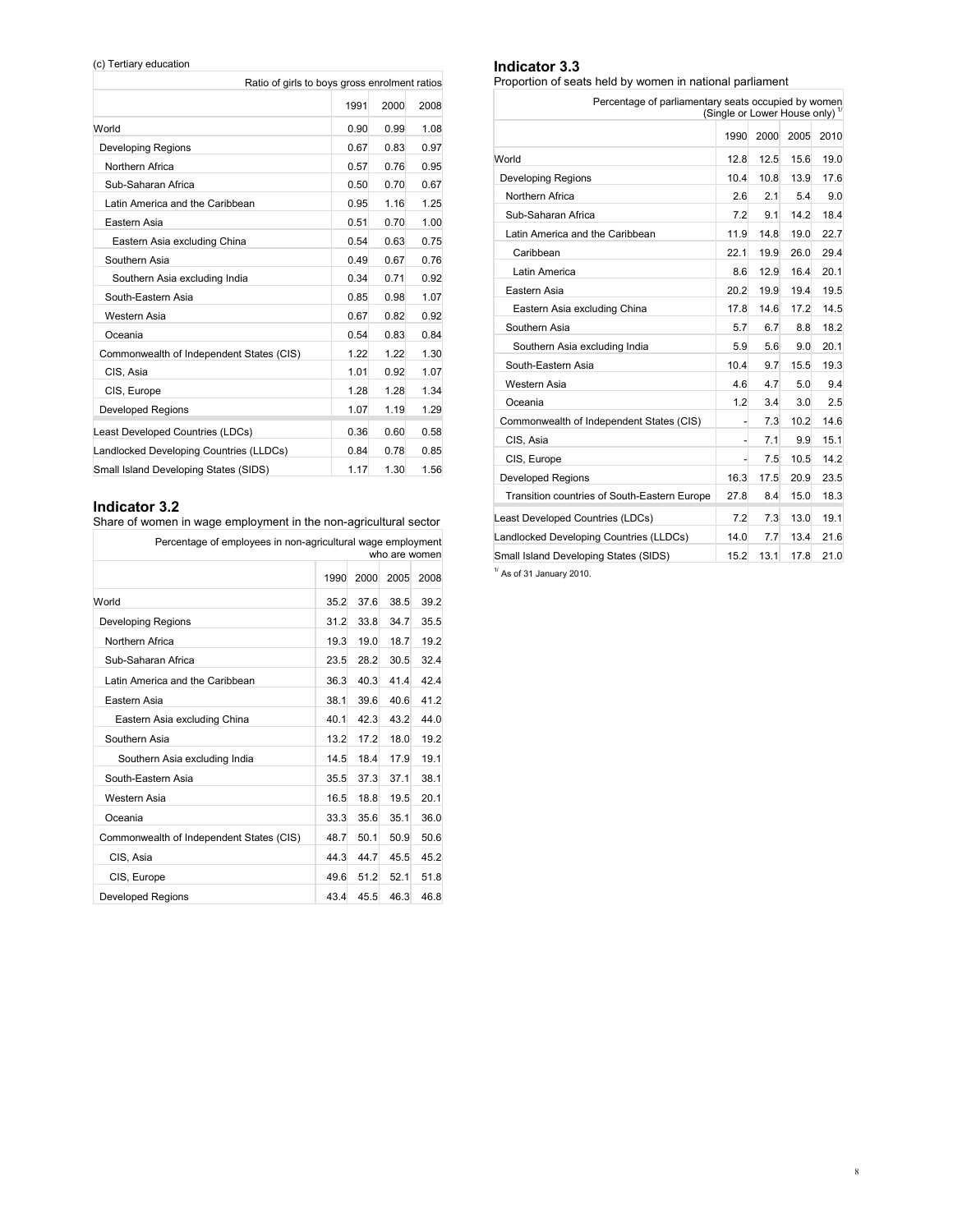(c) Tertiary education

| Ratio of girls to boys gross enrolment ratios | | | |
|---|---|---|---|
| | 1991 | 2000 | 2008 |
| World | 0.90 | 0.99 | 1.08 |
| Developing Regions | 0.67 | 0.83 | 0.97 |
| Northern Africa | 0.57 | 0.76 | 0.95 |
| Sub-Saharan Africa | 0.50 | 0.70 | 0.67 |
| Latin America and the Caribbean | 0.95 | 1.16 | 1.25 |
| Eastern Asia | 0.51 | 0.70 | 1.00 |
| Eastern Asia excluding China | 0.54 | 0.63 | 0.75 |
| Southern Asia | 0.49 | 0.67 | 0.76 |
| Southern Asia excluding India | 0.34 | 0.71 | 0.92 |
| South-Eastern Asia | 0.85 | 0.98 | 1.07 |
| Western Asia | 0.67 | 0.82 | 0.92 |
| Oceania | 0.54 | 0.83 | 0.84 |
| Commonwealth of Independent States (CIS) | 1.22 | 1.22 | 1.30 |
| CIS, Asia | 1.01 | 0.92 | 1.07 |
| CIS, Europe | 1.28 | 1.28 | 1.34 |
| Developed Regions | 1.07 | 1.19 | 1.29 |
| Least Developed Countries (LDCs) | 0.36 | 0.60 | 0.58 |
| Landlocked Developing Countries (LLDCs) | 0.84 | 0.78 | 0.85 |
| Small Island Developing States (SIDS) | 1.17 | 1.30 | 1.56 |

### Indicator 3.2

Share of women in wage employment in the non-agricultural sector

| Percentage of employees in non-agricultural wage employment who are women | | | | |
|---|---|---|---|---|
| | 1990 | 2000 | 2005 | 2008 |
| World | 35.2 | 37.6 | 38.5 | 39.2 |
| Developing Regions | 31.2 | 33.8 | 34.7 | 35.5 |
| Northern Africa | 19.3 | 19.0 | 18.7 | 19.2 |
| Sub-Saharan Africa | 23.5 | 28.2 | 30.5 | 32.4 |
| Latin America and the Caribbean | 36.3 | 40.3 | 41.4 | 42.4 |
| Eastern Asia | 38.1 | 39.6 | 40.6 | 41.2 |
| Eastern Asia excluding China | 40.1 | 42.3 | 43.2 | 44.0 |
| Southern Asia | 13.2 | 17.2 | 18.0 | 19.2 |
| Southern Asia excluding India | 14.5 | 18.4 | 17.9 | 19.1 |
| South-Eastern Asia | 35.5 | 37.3 | 37.1 | 38.1 |
| Western Asia | 16.5 | 18.8 | 19.5 | 20.1 |
| Oceania | 33.3 | 35.6 | 35.1 | 36.0 |
| Commonwealth of Independent States (CIS) | 48.7 | 50.1 | 50.9 | 50.6 |
| CIS, Asia | 44.3 | 44.7 | 45.5 | 45.2 |
| CIS, Europe | 49.6 | 51.2 | 52.1 | 51.8 |
| Developed Regions | 43.4 | 45.5 | 46.3 | 46.8 |

### Indicator 3.3

Proportion of seats held by women in national parliament

| Percentage of parliamentary seats occupied by women (Single or Lower House only) [1/] | | | | |
|---|---|---|---|---|
| | 1990 | 2000 | 2005 | 2010 |
| World | 12.8 | 12.5 | 15.6 | 19.0 |
| Developing Regions | 10.4 | 10.8 | 13.9 | 17.6 |
| Northern Africa | 2.6 | 2.1 | 5.4 | 9.0 |
| Sub-Saharan Africa | 7.2 | 9.1 | 14.2 | 18.4 |
| Latin America and the Caribbean | 11.9 | 14.8 | 19.0 | 22.7 |
| Caribbean | 22.1 | 19.9 | 26.0 | 29.4 |
| Latin America | 8.6 | 12.9 | 16.4 | 20.1 |
| Eastern Asia | 20.2 | 19.9 | 19.4 | 19.5 |
| Eastern Asia excluding China | 17.8 | 14.6 | 17.2 | 14.5 |
| Southern Asia | 5.7 | 6.7 | 8.8 | 18.2 |
| Southern Asia excluding India | 5.9 | 5.6 | 9.0 | 20.1 |
| South-Eastern Asia | 10.4 | 9.7 | 15.5 | 19.3 |
| Western Asia | 4.6 | 4.7 | 5.0 | 9.4 |
| Oceania | 1.2 | 3.4 | 3.0 | 2.5 |
| Commonwealth of Independent States (CIS) | - | 7.3 | 10.2 | 14.6 |
| CIS, Asia | - | 7.1 | 9.9 | 15.1 |
| CIS, Europe | - | 7.5 | 10.5 | 14.2 |
| Developed Regions | 16.3 | 17.5 | 20.9 | 23.5 |
| Transition countries of South-Eastern Europe | 27.8 | 8.4 | 15.0 | 18.3 |
| Least Developed Countries (LDCs) | 7.2 | 7.3 | 13.0 | 19.1 |
| Landlocked Developing Countries (LLDCs) | 14.0 | 7.7 | 13.4 | 21.6 |
| Small Island Developing States (SIDS) | 15.2 | 13.1 | 17.8 | 21.0 |

[1/] As of 31 January 2010.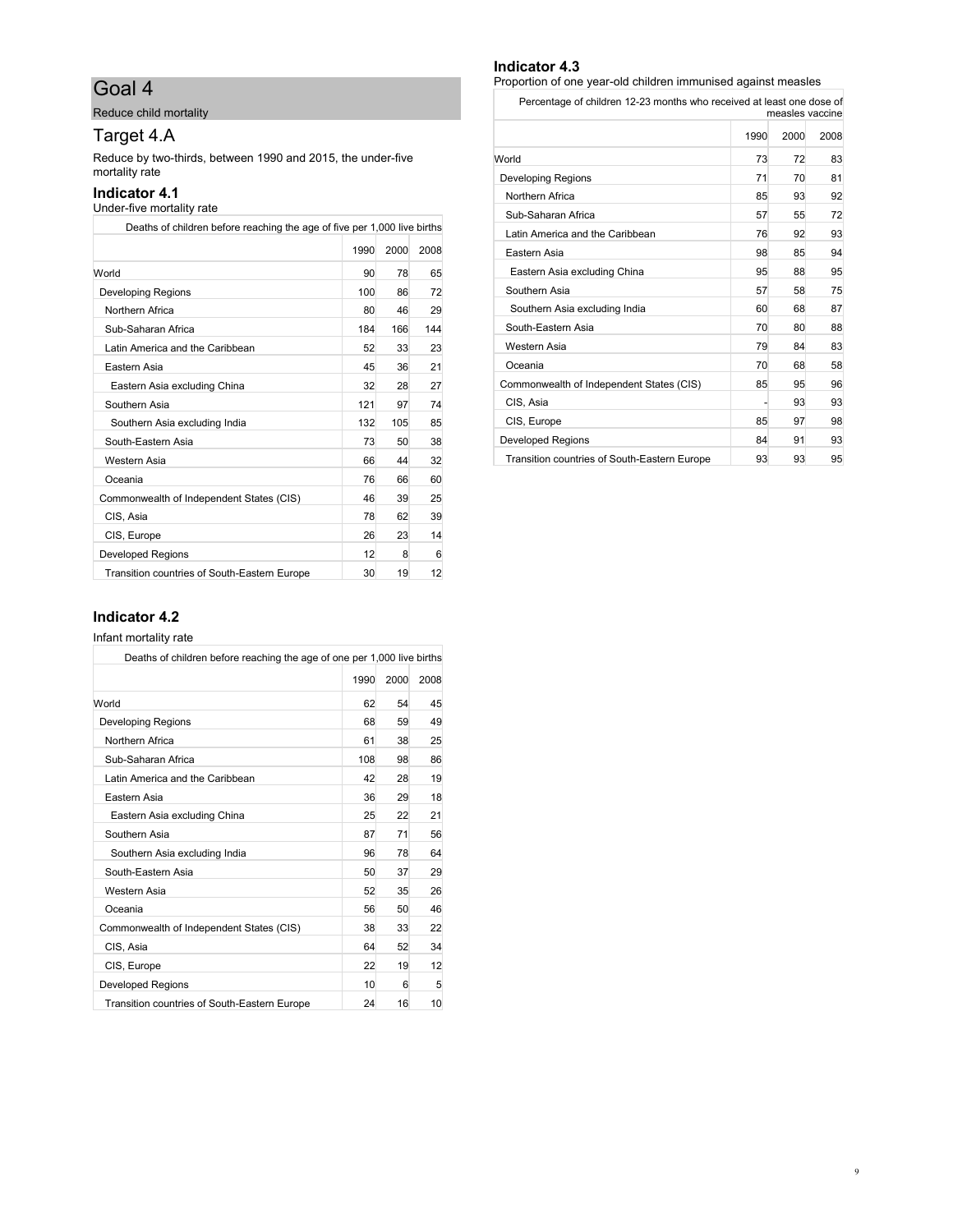# Goal 4

Reduce child mortality

## Target 4.A

Reduce by two-thirds, between 1990 and 2015, the under-five mortality rate

### Indicator 4.1

Under-five mortality rate

| Deaths of children before reaching the age of five per 1,000 live births | | | |
|---|---|---|---|
| | 1990 | 2000 | 2008 |
| World | 90 | 78 | 65 |
| Developing Regions | 100 | 86 | 72 |
| Northern Africa | 80 | 46 | 29 |
| Sub-Saharan Africa | 184 | 166 | 144 |
| Latin America and the Caribbean | 52 | 33 | 23 |
| Eastern Asia | 45 | 36 | 21 |
| Eastern Asia excluding China | 32 | 28 | 27 |
| Southern Asia | 121 | 97 | 74 |
| Southern Asia excluding India | 132 | 105 | 85 |
| South-Eastern Asia | 73 | 50 | 38 |
| Western Asia | 66 | 44 | 32 |
| Oceania | 76 | 66 | 60 |
| Commonwealth of Independent States (CIS) | 46 | 39 | 25 |
| CIS, Asia | 78 | 62 | 39 |
| CIS, Europe | 26 | 23 | 14 |
| Developed Regions | 12 | 8 | 6 |
| Transition countries of South-Eastern Europe | 30 | 19 | 12 |

### Indicator 4.2

Infant mortality rate

| Deaths of children before reaching the age of one per 1,000 live births | | | |
|---|---|---|---|
| | 1990 | 2000 | 2008 |
| World | 62 | 54 | 45 |
| Developing Regions | 68 | 59 | 49 |
| Northern Africa | 61 | 38 | 25 |
| Sub-Saharan Africa | 108 | 98 | 86 |
| Latin America and the Caribbean | 42 | 28 | 19 |
| Eastern Asia | 36 | 29 | 18 |
| Eastern Asia excluding China | 25 | 22 | 21 |
| Southern Asia | 87 | 71 | 56 |
| Southern Asia excluding India | 96 | 78 | 64 |
| South-Eastern Asia | 50 | 37 | 29 |
| Western Asia | 52 | 35 | 26 |
| Oceania | 56 | 50 | 46 |
| Commonwealth of Independent States (CIS) | 38 | 33 | 22 |
| CIS, Asia | 64 | 52 | 34 |
| CIS, Europe | 22 | 19 | 12 |
| Developed Regions | 10 | 6 | 5 |
| Transition countries of South-Eastern Europe | 24 | 16 | 10 |

### Indicator 4.3

Proportion of one year-old children immunised against measles

| Percentage of children 12-23 months who received at least one dose of measles vaccine | | | |
|---|---|---|---|
| | 1990 | 2000 | 2008 |
| World | 73 | 72 | 83 |
| Developing Regions | 71 | 70 | 81 |
| Northern Africa | 85 | 93 | 92 |
| Sub-Saharan Africa | 57 | 55 | 72 |
| Latin America and the Caribbean | 76 | 92 | 93 |
| Eastern Asia | 98 | 85 | 94 |
| Eastern Asia excluding China | 95 | 88 | 95 |
| Southern Asia | 57 | 58 | 75 |
| Southern Asia excluding India | 60 | 68 | 87 |
| South-Eastern Asia | 70 | 80 | 88 |
| Western Asia | 79 | 84 | 83 |
| Oceania | 70 | 68 | 58 |
| Commonwealth of Independent States (CIS) | 85 | 95 | 96 |
| CIS, Asia | - | 93 | 93 |
| CIS, Europe | 85 | 97 | 98 |
| Developed Regions | 84 | 91 | 93 |
| Transition countries of South-Eastern Europe | 93 | 93 | 95 |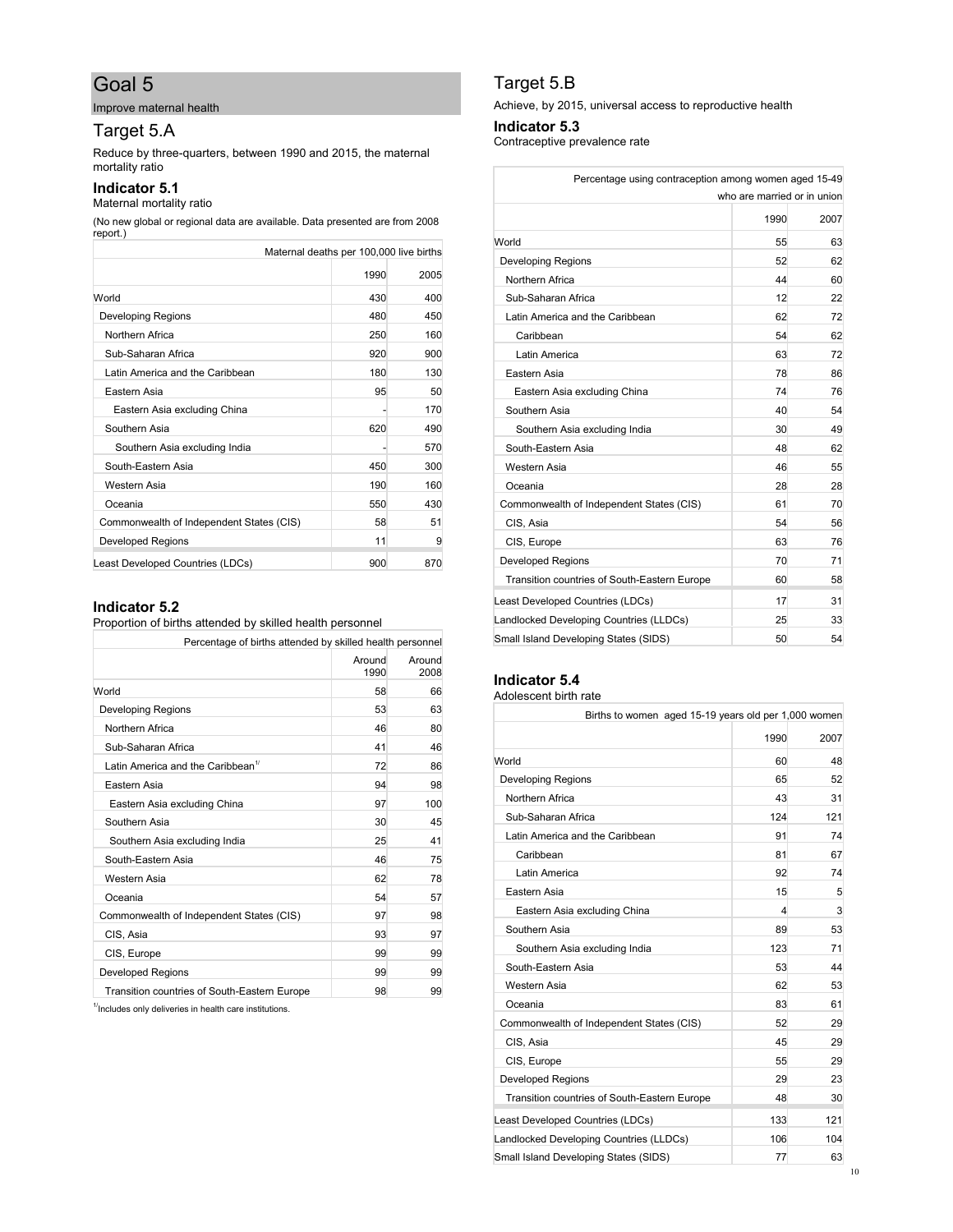# Goal 5

Improve maternal health

## Target 5.A

Reduce by three-quarters, between 1990 and 2015, the maternal mortality ratio

### Indicator 5.1

Maternal mortality ratio

(No new global or regional data are available. Data presented are from 2008 report.)

| | Maternal deaths per 100,000 live births | |
|---|---|---|
| | 1990 | 2005 |
| World | 430 | 400 |
| Developing Regions | 480 | 450 |
| Northern Africa | 250 | 160 |
| Sub-Saharan Africa | 920 | 900 |
| Latin America and the Caribbean | 180 | 130 |
| Eastern Asia | 95 | 50 |
| Eastern Asia excluding China | - | 170 |
| Southern Asia | 620 | 490 |
| Southern Asia excluding India | - | 570 |
| South-Eastern Asia | 450 | 300 |
| Western Asia | 190 | 160 |
| Oceania | 550 | 430 |
| Commonwealth of Independent States (CIS) | 58 | 51 |
| Developed Regions | 11 | 9 |
| Least Developed Countries (LDCs) | 900 | 870 |

### Indicator 5.2

Proportion of births attended by skilled health personnel

| | Percentage of births attended by skilled health personnel | |
|---|---|---|
| | Around 1990 | Around 2008 |
| World | 58 | 66 |
| Developing Regions | 53 | 63 |
| Northern Africa | 46 | 80 |
| Sub-Saharan Africa | 41 | 46 |
| Latin America and the Caribbean[1/] | 72 | 86 |
| Eastern Asia | 94 | 98 |
| Eastern Asia excluding China | 97 | 100 |
| Southern Asia | 30 | 45 |
| Southern Asia excluding India | 25 | 41 |
| South-Eastern Asia | 46 | 75 |
| Western Asia | 62 | 78 |
| Oceania | 54 | 57 |
| Commonwealth of Independent States (CIS) | 97 | 98 |
| CIS, Asia | 93 | 97 |
| CIS, Europe | 99 | 99 |
| Developed Regions | 99 | 99 |
| Transition countries of South-Eastern Europe | 98 | 99 |

[1/]Includes only deliveries in health care institutions.

## Target 5.B

Achieve, by 2015, universal access to reproductive health

### Indicator 5.3

Contraceptive prevalence rate

| | Percentage using contraception among women aged 15-49 who are married or in union | |
|---|---|---|
| | 1990 | 2007 |
| World | 55 | 63 |
| Developing Regions | 52 | 62 |
| Northern Africa | 44 | 60 |
| Sub-Saharan Africa | 12 | 22 |
| Latin America and the Caribbean | 62 | 72 |
| Caribbean | 54 | 62 |
| Latin America | 63 | 72 |
| Eastern Asia | 78 | 86 |
| Eastern Asia excluding China | 74 | 76 |
| Southern Asia | 40 | 54 |
| Southern Asia excluding India | 30 | 49 |
| South-Eastern Asia | 48 | 62 |
| Western Asia | 46 | 55 |
| Oceania | 28 | 28 |
| Commonwealth of Independent States (CIS) | 61 | 70 |
| CIS, Asia | 54 | 56 |
| CIS, Europe | 63 | 76 |
| Developed Regions | 70 | 71 |
| Transition countries of South-Eastern Europe | 60 | 58 |
| Least Developed Countries (LDCs) | 17 | 31 |
| Landlocked Developing Countries (LLDCs) | 25 | 33 |
| Small Island Developing States (SIDS) | 50 | 54 |

### Indicator 5.4

Adolescent birth rate

| | Births to women aged 15-19 years old per 1,000 women | |
|---|---|---|
| | 1990 | 2007 |
| World | 60 | 48 |
| Developing Regions | 65 | 52 |
| Northern Africa | 43 | 31 |
| Sub-Saharan Africa | 124 | 121 |
| Latin America and the Caribbean | 91 | 74 |
| Caribbean | 81 | 67 |
| Latin America | 92 | 74 |
| Eastern Asia | 15 | 5 |
| Eastern Asia excluding China | 4 | 3 |
| Southern Asia | 89 | 53 |
| Southern Asia excluding India | 123 | 71 |
| South-Eastern Asia | 53 | 44 |
| Western Asia | 62 | 53 |
| Oceania | 83 | 61 |
| Commonwealth of Independent States (CIS) | 52 | 29 |
| CIS, Asia | 45 | 29 |
| CIS, Europe | 55 | 29 |
| Developed Regions | 29 | 23 |
| Transition countries of South-Eastern Europe | 48 | 30 |
| Least Developed Countries (LDCs) | 133 | 121 |
| Landlocked Developing Countries (LLDCs) | 106 | 104 |
| Small Island Developing States (SIDS) | 77 | 63 |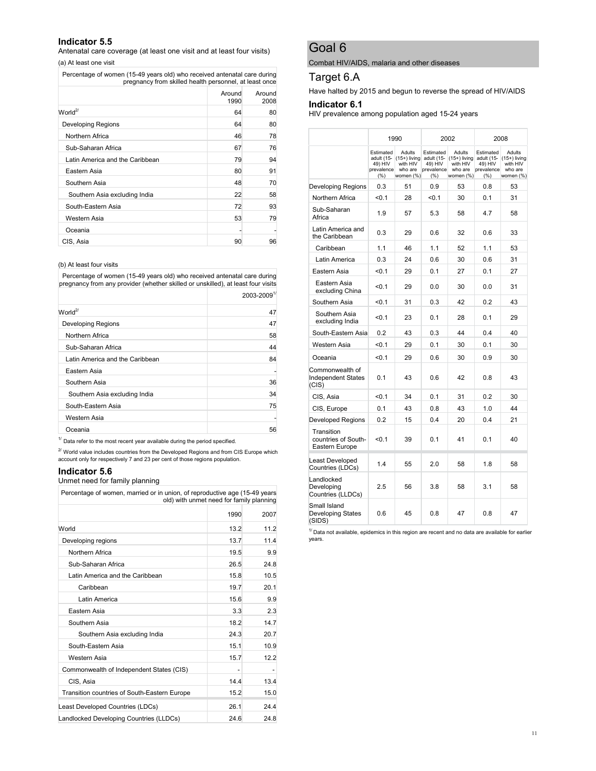### Indicator 5.5

Antenatal care coverage (at least one visit and at least four visits)

(a) At least one visit

| Percentage of women (15-49 years old) who received antenatal care during pregnancy from skilled health personnel, at least once | | |
|---|---|---|
| | Around 1990 | Around 2008 |
| World[2/] | 64 | 80 |
| Developing Regions | 64 | 80 |
| Northern Africa | 46 | 78 |
| Sub-Saharan Africa | 67 | 76 |
| Latin America and the Caribbean | 79 | 94 |
| Eastern Asia | 80 | 91 |
| Southern Asia | 48 | 70 |
| Southern Asia excluding India | 22 | 58 |
| South-Eastern Asia | 72 | 93 |
| Western Asia | 53 | 79 |
| Oceania | - | - |
| CIS, Asia | 90 | 96 |

(b) At least four visits

| Percentage of women (15-49 years old) who received antenatal care during pregnancy from any provider (whether skilled or unskilled), at least four visits | |
|---|---|
| | 2003-2009[1/] |
| World[2/] | 47 |
| Developing Regions | 47 |
| Northern Africa | 58 |
| Sub-Saharan Africa | 44 |
| Latin America and the Caribbean | 84 |
| Eastern Asia | - |
| Southern Asia | 36 |
| Southern Asia excluding India | 34 |
| South-Eastern Asia | 75 |
| Western Asia | - |
| Oceania | 56 |

[1/] Data refer to the most recent year available during the period specified.

[2/] World value includes countries from the Developed Regions and from CIS Europe which account only for respectively 7 and 23 per cent of those regions population.

### Indicator 5.6

Unmet need for family planning

| Percentage of women, married or in union, of reproductive age (15-49 years old) with unmet need for family planning | | |
|---|---|---|
| | 1990 | 2007 |
| World | 13.2 | 11.2 |
| Developing regions | 13.7 | 11.4 |
| Northern Africa | 19.5 | 9.9 |
| Sub-Saharan Africa | 26.5 | 24.8 |
| Latin America and the Caribbean | 15.8 | 10.5 |
| Caribbean | 19.7 | 20.1 |
| Latin America | 15.6 | 9.9 |
| Eastern Asia | 3.3 | 2.3 |
| Southern Asia | 18.2 | 14.7 |
| Southern Asia excluding India | 24.3 | 20.7 |
| South-Eastern Asia | 15.1 | 10.9 |
| Western Asia | 15.7 | 12.2 |
| Commonwealth of Independent States (CIS) | - | - |
| CIS, Asia | 14.4 | 13.4 |
| Transition countries of South-Eastern Europe | 15.2 | 15.0 |
| Least Developed Countries (LDCs) | 26.1 | 24.4 |
| Landlocked Developing Countries (LLDCs) | 24.6 | 24.8 |

# Goal 6

Combat HIV/AIDS, malaria and other diseases

## Target 6.A

Have halted by 2015 and begun to reverse the spread of HIV/AIDS

### Indicator 6.1

HIV prevalence among population aged 15-24 years

| | 1990 | | 2002 | | 2008 | |
|---|---|---|---|---|---|---|
| | Estimated adult (15-49) HIV prevalence (%) | Adults (15+) living with HIV who are women (%) | Estimated adult (15-49) HIV prevalence (%) | Adults (15+) living with HIV who are women (%) | Estimated adult (15-49) HIV prevalence (%) | Adults (15+) living with HIV who are women (%) |
| Developing Regions | 0.3 | 51 | 0.9 | 53 | 0.8 | 53 |
| Northern Africa | <0.1 | 28 | <0.1 | 30 | 0.1 | 31 |
| Sub-Saharan Africa | 1.9 | 57 | 5.3 | 58 | 4.7 | 58 |
| Latin America and the Caribbean | 0.3 | 29 | 0.6 | 32 | 0.6 | 33 |
| Caribbean | 1.1 | 46 | 1.1 | 52 | 1.1 | 53 |
| Latin America | 0.3 | 24 | 0.6 | 30 | 0.6 | 31 |
| Eastern Asia | <0.1 | 29 | 0.1 | 27 | 0.1 | 27 |
| Eastern Asia excluding China | <0.1 | 29 | 0.0 | 30 | 0.0 | 31 |
| Southern Asia | <0.1 | 31 | 0.3 | 42 | 0.2 | 43 |
| Southern Asia excluding India | <0.1 | 23 | 0.1 | 28 | 0.1 | 29 |
| South-Eastern Asia | 0.2 | 43 | 0.3 | 44 | 0.4 | 40 |
| Western Asia | <0.1 | 29 | 0.1 | 30 | 0.1 | 30 |
| Oceania | <0.1 | 29 | 0.6 | 30 | 0.9 | 30 |
| Commonwealth of Independent States (CIS) | 0.1 | 43 | 0.6 | 42 | 0.8 | 43 |
| CIS, Asia | <0.1 | 34 | 0.1 | 31 | 0.2 | 30 |
| CIS, Europe | 0.1 | 43 | 0.8 | 43 | 1.0 | 44 |
| Developed Regions | 0.2 | 15 | 0.4 | 20 | 0.4 | 21 |
| Transition countries of South-Eastern Europe | <0.1 | 39 | 0.1 | 41 | 0.1 | 40 |
| Least Developed Countries (LDCs) | 1.4 | 55 | 2.0 | 58 | 1.8 | 58 |
| Landlocked Developing Countries (LLDCs) | 2.5 | 56 | 3.8 | 58 | 3.1 | 58 |
| Small Island Developing States (SIDS) | 0.6 | 45 | 0.8 | 47 | 0.8 | 47 |

[1/] Data not available, epidemics in this region are recent and no data are available for earlier years.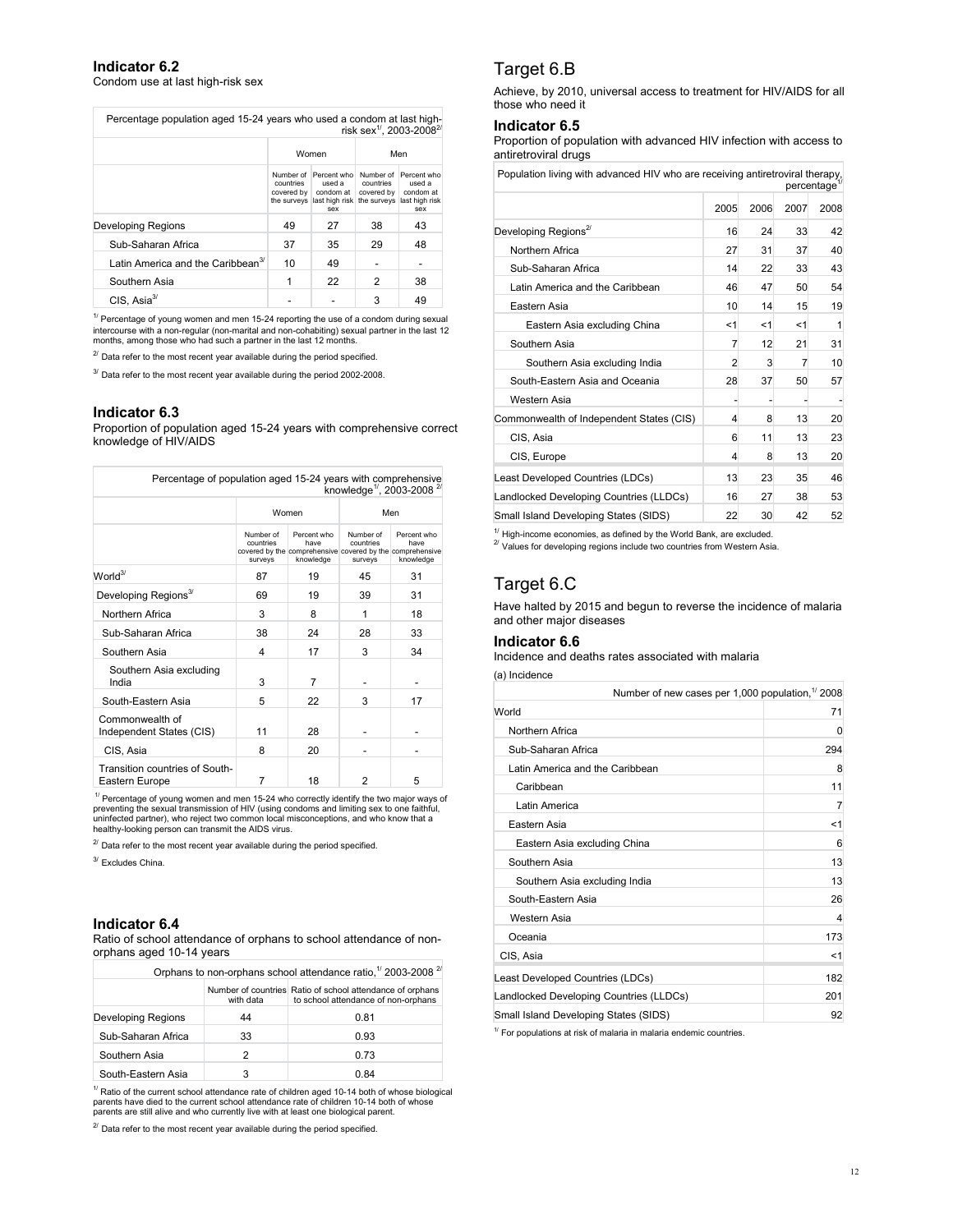### Indicator 6.2

Condom use at last high-risk sex

| Percentage population aged 15-24 years who used a condom at last high-risk sex[1/], 2003-2008[2/] | | | | |
|---|---|---|---|---|
| | Women | | Men | |
| | Number of countries covered by the surveys | Percent who used a condom at last high risk sex | Number of countries covered by the surveys | Percent who used a condom at last high risk sex |
| Developing Regions | 49 | 27 | 38 | 43 |
| Sub-Saharan Africa | 37 | 35 | 29 | 48 |
| Latin America and the Caribbean[3/] | 10 | 49 | - | - |
| Southern Asia | 1 | 22 | 2 | 38 |
| CIS, Asia[3/] | - | - | 3 | 49 |

[1/] Percentage of young women and men 15-24 reporting the use of a condom during sexual intercourse with a non-regular (non-marital and non-cohabiting) sexual partner in the last 12 months, among those who had such a partner in the last 12 months.

[2/] Data refer to the most recent year available during the period specified.

[3/] Data refer to the most recent year available during the period 2002-2008.

### Indicator 6.3

Proportion of population aged 15-24 years with comprehensive correct knowledge of HIV/AIDS

| Percentage of population aged 15-24 years with comprehensive knowledge[1/], 2003-2008 [2/] | | | | |
|---|---|---|---|---|
| | Women | | Men | |
| | Number of countries covered by the surveys | Percent who have comprehensive knowledge | Number of countries covered by the surveys | Percent who have comprehensive knowledge |
| World[3/] | 87 | 19 | 45 | 31 |
| Developing Regions[3/] | 69 | 19 | 39 | 31 |
| Northern Africa | 3 | 8 | 1 | 18 |
| Sub-Saharan Africa | 38 | 24 | 28 | 33 |
| Southern Asia | 4 | 17 | 3 | 34 |
| Southern Asia excluding India | 3 | 7 | - | - |
| South-Eastern Asia | 5 | 22 | 3 | 17 |
| Commonwealth of Independent States (CIS) | 11 | 28 | - | - |
| CIS, Asia | 8 | 20 | - | - |
| Transition countries of South-Eastern Europe | 7 | 18 | 2 | 5 |

[1/] Percentage of young women and men 15-24 who correctly identify the two major ways of preventing the sexual transmission of HIV (using condoms and limiting sex to one faithful, uninfected partner), who reject two common local misconceptions, and who know that a healthy-looking person can transmit the AIDS virus.

[2/] Data refer to the most recent year available during the period specified.

[3/] Excludes China.

### Indicator 6.4

Ratio of school attendance of orphans to school attendance of non-orphans aged 10-14 years

| Orphans to non-orphans school attendance ratio,[1/] 2003-2008 [2/] | | |
|---|---|---|
| | Number of countries with data | Ratio of school attendance of orphans to school attendance of non-orphans |
| Developing Regions | 44 | 0.81 |
| Sub-Saharan Africa | 33 | 0.93 |
| Southern Asia | 2 | 0.73 |
| South-Eastern Asia | 3 | 0.84 |

[1/] Ratio of the current school attendance rate of children aged 10-14 both of whose biological parents have died to the current school attendance rate of children 10-14 both of whose parents are still alive and who currently live with at least one biological parent.

[2/] Data refer to the most recent year available during the period specified.

## Target 6.B

Achieve, by 2010, universal access to treatment for HIV/AIDS for all those who need it

### Indicator 6.5

Proportion of population with advanced HIV infection with access to antiretroviral drugs

| Population living with advanced HIV who are receiving antiretroviral therapy, percentage[1/] | | | | |
|---|---|---|---|---|
| | 2005 | 2006 | 2007 | 2008 |
| Developing Regions[2/] | 16 | 24 | 33 | 42 |
| Northern Africa | 27 | 31 | 37 | 40 |
| Sub-Saharan Africa | 14 | 22 | 33 | 43 |
| Latin America and the Caribbean | 46 | 47 | 50 | 54 |
| Eastern Asia | 10 | 14 | 15 | 19 |
| Eastern Asia excluding China | <1 | <1 | <1 | 1 |
| Southern Asia | 7 | 12 | 21 | 31 |
| Southern Asia excluding India | 2 | 3 | 7 | 10 |
| South-Eastern Asia and Oceania | 28 | 37 | 50 | 57 |
| Western Asia | - | - | - | - |
| Commonwealth of Independent States (CIS) | 4 | 8 | 13 | 20 |
| CIS, Asia | 6 | 11 | 13 | 23 |
| CIS, Europe | 4 | 8 | 13 | 20 |
| Least Developed Countries (LDCs) | 13 | 23 | 35 | 46 |
| Landlocked Developing Countries (LLDCs) | 16 | 27 | 38 | 53 |
| Small Island Developing States (SIDS) | 22 | 30 | 42 | 52 |

[1/] High-income economies, as defined by the World Bank, are excluded.

[2/] Values for developing regions include two countries from Western Asia.

## Target 6.C

Have halted by 2015 and begun to reverse the incidence of malaria and other major diseases

### Indicator 6.6

Incidence and deaths rates associated with malaria

(a) Incidence

| Number of new cases per 1,000 population,[1/] 2008 | |
|---|---|
| World | 71 |
| Northern Africa | 0 |
| Sub-Saharan Africa | 294 |
| Latin America and the Caribbean | 8 |
| Caribbean | 11 |
| Latin America | 7 |
| Eastern Asia | <1 |
| Eastern Asia excluding China | 6 |
| Southern Asia | 13 |
| Southern Asia excluding India | 13 |
| South-Eastern Asia | 26 |
| Western Asia | 4 |
| Oceania | 173 |
| CIS, Asia | <1 |
| Least Developed Countries (LDCs) | 182 |
| Landlocked Developing Countries (LLDCs) | 201 |
| Small Island Developing States (SIDS) | 92 |

[1/] For populations at risk of malaria in malaria endemic countries.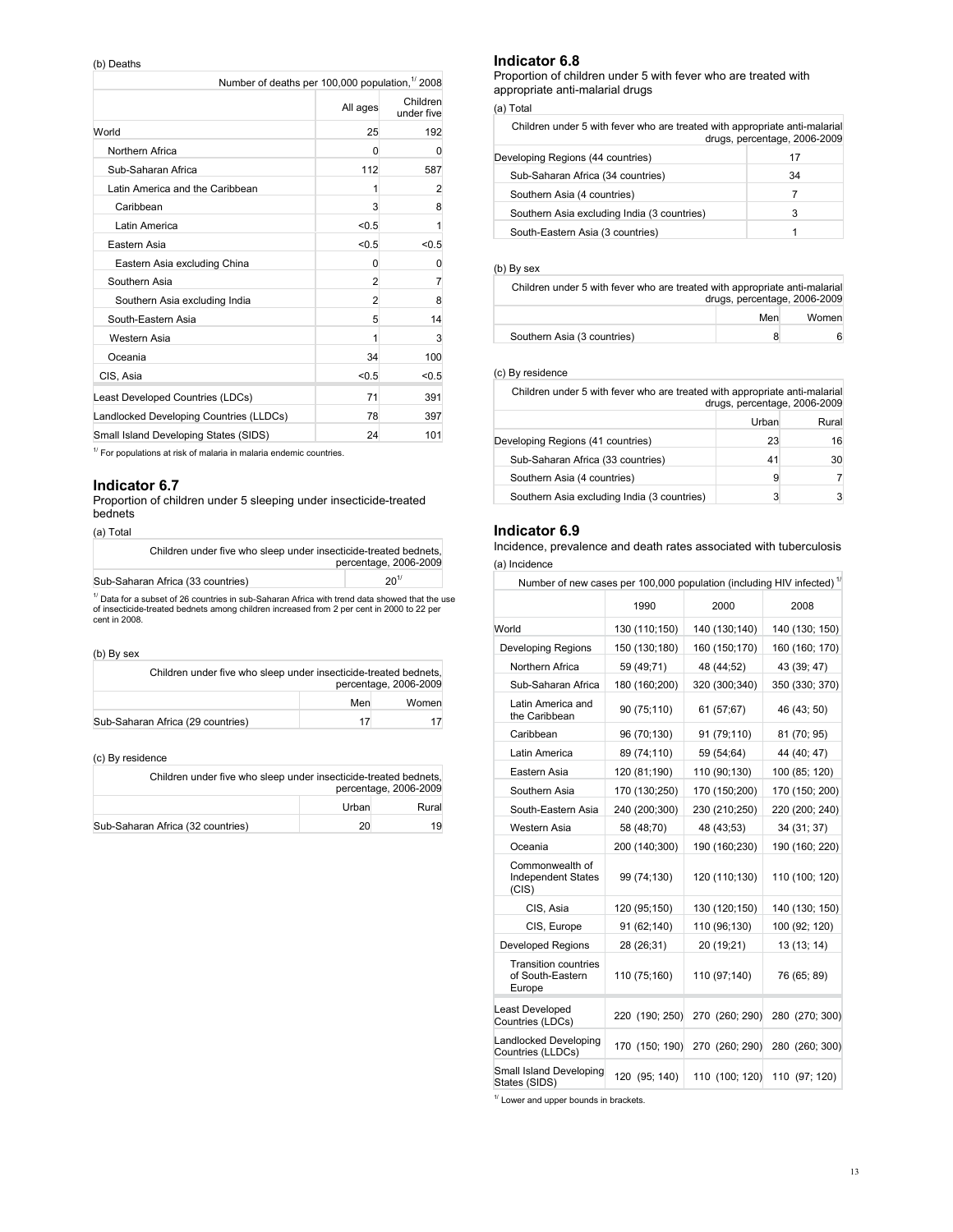(b) Deaths

| | Number of deaths per 100,000 population,[1] 2008 | |
|---|---|---|
| | All ages | Children under five |
| World | 25 | 192 |
| Northern Africa | 0 | 0 |
| Sub-Saharan Africa | 112 | 587 |
| Latin America and the Caribbean | 1 | 2 |
| Caribbean | 3 | 8 |
| Latin America | <0.5 | 1 |
| Eastern Asia | <0.5 | <0.5 |
| Eastern Asia excluding China | 0 | 0 |
| Southern Asia | 2 | 7 |
| Southern Asia excluding India | 2 | 8 |
| South-Eastern Asia | 5 | 14 |
| Western Asia | 1 | 3 |
| Oceania | 34 | 100 |
| CIS, Asia | <0.5 | <0.5 |
| Least Developed Countries (LDCs) | 71 | 391 |
| Landlocked Developing Countries (LLDCs) | 78 | 397 |
| Small Island Developing States (SIDS) | 24 | 101 |

[1] For populations at risk of malaria in malaria endemic countries.

## Indicator 6.7

Proportion of children under 5 sleeping under insecticide-treated bednets

(a) Total

| | Children under five who sleep under insecticide-treated bednets, percentage, 2006-2009 |
|---|---|
| Sub-Saharan Africa (33 countries) | 20[1] |

[1] Data for a subset of 26 countries in sub-Saharan Africa with trend data showed that the use of insecticide-treated bednets among children increased from 2 per cent in 2000 to 22 per cent in 2008.

(b) By sex

| | Children under five who sleep under insecticide-treated bednets, percentage, 2006-2009 | |
|---|---|---|
| | Men | Women |
| Sub-Saharan Africa (29 countries) | 17 | 17 |

(c) By residence

| | Children under five who sleep under insecticide-treated bednets, percentage, 2006-2009 | |
|---|---|---|
| | Urban | Rural |
| Sub-Saharan Africa (32 countries) | 20 | 19 |

## Indicator 6.8

Proportion of children under 5 with fever who are treated with appropriate anti-malarial drugs

(a) Total

| | Children under 5 with fever who are treated with appropriate anti-malarial drugs, percentage, 2006-2009 |
|---|---|
| Developing Regions (44 countries) | 17 |
| Sub-Saharan Africa (34 countries) | 34 |
| Southern Asia (4 countries) | 7 |
| Southern Asia excluding India (3 countries) | 3 |
| South-Eastern Asia (3 countries) | 1 |

(b) By sex

| | Children under 5 with fever who are treated with appropriate anti-malarial drugs, percentage, 2006-2009 | |
|---|---|---|
| | Men | Women |
| Southern Asia (3 countries) | 8 | 6 |

(c) By residence

| | Children under 5 with fever who are treated with appropriate anti-malarial drugs, percentage, 2006-2009 | |
|---|---|---|
| | Urban | Rural |
| Developing Regions (41 countries) | 23 | 16 |
| Sub-Saharan Africa (33 countries) | 41 | 30 |
| Southern Asia (4 countries) | 9 | 7 |
| Southern Asia excluding India (3 countries) | 3 | 3 |

## Indicator 6.9

Incidence, prevalence and death rates associated with tuberculosis

(a) Incidence

| | Number of new cases per 100,000 population (including HIV infected)[1] | | |
|---|---|---|---|
| | 1990 | 2000 | 2008 |
| World | 130 (110;150) | 140 (130;140) | 140 (130; 150) |
| Developing Regions | 150 (130;180) | 160 (150;170) | 160 (160; 170) |
| Northern Africa | 59 (49;71) | 48 (44;52) | 43 (39; 47) |
| Sub-Saharan Africa | 180 (160;200) | 320 (300;340) | 350 (330; 370) |
| Latin America and the Caribbean | 90 (75;110) | 61 (57;67) | 46 (43; 50) |
| Caribbean | 96 (70;130) | 91 (79;110) | 81 (70; 95) |
| Latin America | 89 (74;110) | 59 (54;64) | 44 (40; 47) |
| Eastern Asia | 120 (81;190) | 110 (90;130) | 100 (85; 120) |
| Southern Asia | 170 (130;250) | 170 (150;200) | 170 (150; 200) |
| South-Eastern Asia | 240 (200;300) | 230 (210;250) | 220 (200; 240) |
| Western Asia | 58 (48;70) | 48 (43;53) | 34 (31; 37) |
| Oceania | 200 (140;300) | 190 (160;230) | 190 (160; 220) |
| Commonwealth of Independent States (CIS) | 99 (74;130) | 120 (110;130) | 110 (100; 120) |
| CIS, Asia | 120 (95;150) | 130 (120;150) | 140 (130; 150) |
| CIS, Europe | 91 (62;140) | 110 (96;130) | 100 (92; 120) |
| Developed Regions | 28 (26;31) | 20 (19;21) | 13 (13; 14) |
| Transition countries of South-Eastern Europe | 110 (75;160) | 110 (97;140) | 76 (65; 89) |
| Least Developed Countries (LDCs) | 220 (190; 250) | 270 (260; 290) | 280 (270; 300) |
| Landlocked Developing Countries (LLDCs) | 170 (150; 190) | 270 (260; 290) | 280 (260; 300) |
| Small Island Developing States (SIDS) | 120 (95; 140) | 110 (100; 120) | 110 (97; 120) |

[1] Lower and upper bounds in brackets.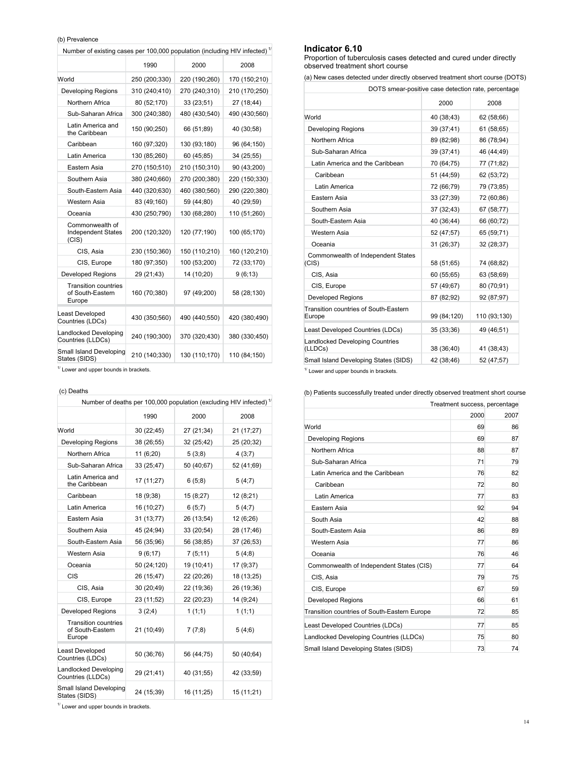(b) Prevalence

| Number of existing cases per 100,000 population (including HIV infected) [1/] | | | |
|---|---|---|---|
| | 1990 | 2000 | 2008 |
| World | 250 (200;330) | 220 (190;260) | 170 (150;210) |
| Developing Regions | 310 (240;410) | 270 (240;310) | 210 (170;250) |
| Northern Africa | 80 (52;170) | 33 (23;51) | 27 (18;44) |
| Sub-Saharan Africa | 300 (240;380) | 480 (430;540) | 490 (430;560) |
| Latin America and the Caribbean | 150 (90;250) | 66 (51;89) | 40 (30;58) |
| Caribbean | 160 (97;320) | 130 (93;180) | 96 (64;150) |
| Latin America | 130 (85;260) | 60 (45;85) | 34 (25;55) |
| Eastern Asia | 270 (150;510) | 210 (150;310) | 90 (43;200) |
| Southern Asia | 380 (240;660) | 270 (200;380) | 220 (150;330) |
| South-Eastern Asia | 440 (320;630) | 460 (380;560) | 290 (220;380) |
| Western Asia | 83 (49;160) | 59 (44;80) | 40 (29;59) |
| Oceania | 430 (250;790) | 130 (68;280) | 110 (51;260) |
| Commonwealth of Independent States (CIS) | 200 (120;320) | 120 (77;190) | 100 (65;170) |
| CIS, Asia | 230 (150;360) | 150 (110;210) | 160 (120;210) |
| CIS, Europe | 180 (97;350) | 100 (53;200) | 72 (33;170) |
| Developed Regions | 29 (21;43) | 14 (10;20) | 9 (6;13) |
| Transition countries of South-Eastern Europe | 160 (70;380) | 97 (49;200) | 58 (28;130) |
| Least Developed Countries (LDCs) | 430 (350;560) | 490 (440;550) | 420 (380;490) |
| Landlocked Developing Countries (LLDCs) | 240 (190;300) | 370 (320;430) | 380 (330;450) |
| Small Island Developing States (SIDS) | 210 (140;330) | 130 (110;170) | 110 (84;150) |

[1/] Lower and upper bounds in brackets.

(c) Deaths

| Number of deaths per 100,000 population (excluding HIV infected) [1/] | | | |
|---|---|---|---|
| | 1990 | 2000 | 2008 |
| World | 30 (22;45) | 27 (21;34) | 21 (17;27) |
| Developing Regions | 38 (26;55) | 32 (25;42) | 25 (20;32) |
| Northern Africa | 11 (6;20) | 5 (3;8) | 4 (3;7) |
| Sub-Saharan Africa | 33 (25;47) | 50 (40;67) | 52 (41;69) |
| Latin America and the Caribbean | 17 (11;27) | 6 (5;8) | 5 (4;7) |
| Caribbean | 18 (9;38) | 15 (8;27) | 12 (8;21) |
| Latin America | 16 (10;27) | 6 (5;7) | 5 (4;7) |
| Eastern Asia | 31 (13;77) | 26 (13;54) | 12 (6;26) |
| Southern Asia | 45 (24;94) | 33 (20;54) | 28 (17;46) |
| South-Eastern Asia | 56 (35;96) | 56 (38;85) | 37 (26;53) |
| Western Asia | 9 (6;17) | 7 (5;11) | 5 (4;8) |
| Oceania | 50 (24;120) | 19 (10;41) | 17 (9;37) |
| CIS | 26 (15;47) | 22 (20;26) | 18 (13;25) |
| CIS, Asia | 30 (20;49) | 22 (19;36) | 26 (19;36) |
| CIS, Europe | 23 (11;52) | 22 (20;23) | 14 (9;24) |
| Developed Regions | 3 (2;4) | 1 (1;1) | 1 (1;1) |
| Transition countries of South-Eastern Europe | 21 (10;49) | 7 (7;8) | 5 (4;6) |
| Least Developed Countries (LDCs) | 50 (36;76) | 56 (44;75) | 50 (40;64) |
| Landlocked Developing Countries (LLDCs) | 29 (21;41) | 40 (31;55) | 42 (33;59) |
| Small Island Developing States (SIDS) | 24 (15;39) | 16 (11;25) | 15 (11;21) |

[1/] Lower and upper bounds in brackets.

## Indicator 6.10

Proportion of tuberculosis cases detected and cured under directly observed treatment short course

(a) New cases detected under directly observed treatment short course (DOTS)

| DOTS smear-positive case detection rate, percentage | | |
|---|---|---|
| | 2000 | 2008 |
| World | 40 (38;43) | 62 (58;66) |
| Developing Regions | 39 (37;41) | 61 (58;65) |
| Northern Africa | 89 (82;98) | 86 (78;94) |
| Sub-Saharan Africa | 39 (37;41) | 46 (44;49) |
| Latin America and the Caribbean | 70 (64;75) | 77 (71;82) |
| Caribbean | 51 (44;59) | 62 (53;72) |
| Latin America | 72 (66;79) | 79 (73;85) |
| Eastern Asia | 33 (27;39) | 72 (60;86) |
| Southern Asia | 37 (32;43) | 67 (58;77) |
| South-Eastern Asia | 40 (36;44) | 66 (60;72) |
| Western Asia | 52 (47;57) | 65 (59;71) |
| Oceania | 31 (26;37) | 32 (28;37) |
| Commonwealth of Independent States (CIS) | 58 (51;65) | 74 (68;82) |
| CIS, Asia | 60 (55;65) | 63 (58;69) |
| CIS, Europe | 57 (49;67) | 80 (70;91) |
| Developed Regions | 87 (82;92) | 92 (87;97) |
| Transition countries of South-Eastern Europe | 99 (84;120) | 110 (93;130) |
| Least Developed Countries (LDCs) | 35 (33;36) | 49 (46;51) |
| Landlocked Developing Countries (LLDCs) | 38 (36;40) | 41 (38;43) |
| Small Island Developing States (SIDS) | 42 (38;46) | 52 (47;57) |

[1/] Lower and upper bounds in brackets.

(b) Patients successfully treated under directly observed treatment short course

| Treatment success, percentage | | |
|---|---|---|
| | 2000 | 2007 |
| World | 69 | 86 |
| Developing Regions | 69 | 87 |
| Northern Africa | 88 | 87 |
| Sub-Saharan Africa | 71 | 79 |
| Latin America and the Caribbean | 76 | 82 |
| Caribbean | 72 | 80 |
| Latin America | 77 | 83 |
| Eastern Asia | 92 | 94 |
| South Asia | 42 | 88 |
| South-Eastern Asia | 86 | 89 |
| Western Asia | 77 | 86 |
| Oceania | 76 | 46 |
| Commonwealth of Independent States (CIS) | 77 | 64 |
| CIS, Asia | 79 | 75 |
| CIS, Europe | 67 | 59 |
| Developed Regions | 66 | 61 |
| Transition countries of South-Eastern Europe | 72 | 85 |
| Least Developed Countries (LDCs) | 77 | 85 |
| Landlocked Developing Countries (LLDCs) | 75 | 80 |
| Small Island Developing States (SIDS) | 73 | 74 |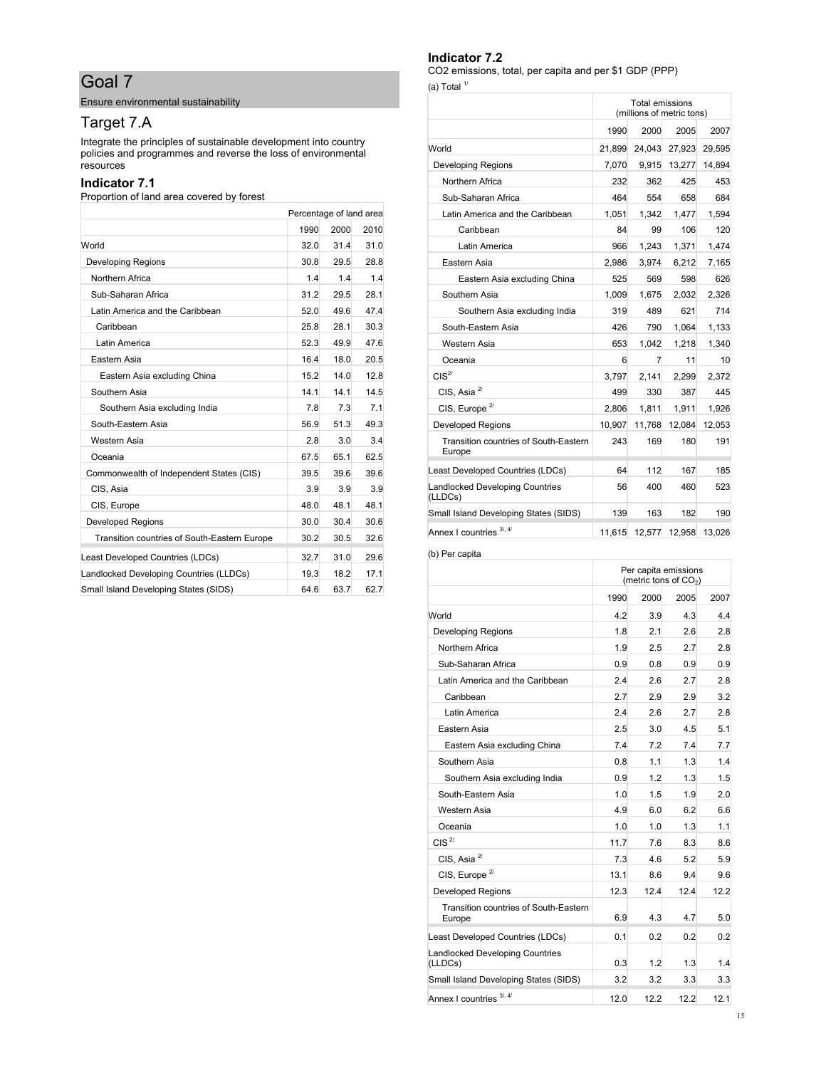# Goal 7

Ensure environmental sustainability

## Target 7.A

Integrate the principles of sustainable development into country policies and programmes and reverse the loss of environmental resources

### Indicator 7.1

Proportion of land area covered by forest

| | Percentage of land area | | |
|---|---|---|---|
| | 1990 | 2000 | 2010 |
| World | 32.0 | 31.4 | 31.0 |
| Developing Regions | 30.8 | 29.5 | 28.8 |
| Northern Africa | 1.4 | 1.4 | 1.4 |
| Sub-Saharan Africa | 31.2 | 29.5 | 28.1 |
| Latin America and the Caribbean | 52.0 | 49.6 | 47.4 |
| Caribbean | 25.8 | 28.1 | 30.3 |
| Latin America | 52.3 | 49.9 | 47.6 |
| Eastern Asia | 16.4 | 18.0 | 20.5 |
| Eastern Asia excluding China | 15.2 | 14.0 | 12.8 |
| Southern Asia | 14.1 | 14.1 | 14.5 |
| Southern Asia excluding India | 7.8 | 7.3 | 7.1 |
| South-Eastern Asia | 56.9 | 51.3 | 49.3 |
| Western Asia | 2.8 | 3.0 | 3.4 |
| Oceania | 67.5 | 65.1 | 62.5 |
| Commonwealth of Independent States (CIS) | 39.5 | 39.6 | 39.6 |
| CIS, Asia | 3.9 | 3.9 | 3.9 |
| CIS, Europe | 48.0 | 48.1 | 48.1 |
| Developed Regions | 30.0 | 30.4 | 30.6 |
| Transition countries of South-Eastern Europe | 30.2 | 30.5 | 32.6 |
| Least Developed Countries (LDCs) | 32.7 | 31.0 | 29.6 |
| Landlocked Developing Countries (LLDCs) | 19.3 | 18.2 | 17.1 |
| Small Island Developing States (SIDS) | 64.6 | 63.7 | 62.7 |

### Indicator 7.2

$CO_2$ emissions, total, per capita and per $1 GDP (PPP)

(a) Total [1/]

| | Total emissions (millions of metric tons) | | | |
|---|---|---|---|---|
| | 1990 | 2000 | 2005 | 2007 |
| World | 21,899 | 24,043 | 27,923 | 29,595 |
| Developing Regions | 7,070 | 9,915 | 13,277 | 14,894 |
| Northern Africa | 232 | 362 | 425 | 453 |
| Sub-Saharan Africa | 464 | 554 | 658 | 684 |
| Latin America and the Caribbean | 1,051 | 1,342 | 1,477 | 1,594 |
| Caribbean | 84 | 99 | 106 | 120 |
| Latin America | 966 | 1,243 | 1,371 | 1,474 |
| Eastern Asia | 2,986 | 3,974 | 6,212 | 7,165 |
| Eastern Asia excluding China | 525 | 569 | 598 | 626 |
| Southern Asia | 1,009 | 1,675 | 2,032 | 2,326 |
| Southern Asia excluding India | 319 | 489 | 621 | 714 |
| South-Eastern Asia | 426 | 790 | 1,064 | 1,133 |
| Western Asia | 653 | 1,042 | 1,218 | 1,340 |
| Oceania | 6 | 7 | 11 | 10 |
| CIS [2/] | 3,797 | 2,141 | 2,299 | 2,372 |
| CIS, Asia [2/] | 499 | 330 | 387 | 445 |
| CIS, Europe [2/] | 2,806 | 1,811 | 1,911 | 1,926 |
| Developed Regions | 10,907 | 11,768 | 12,084 | 12,053 |
| Transition countries of South-Eastern Europe | 243 | 169 | 180 | 191 |
| Least Developed Countries (LDCs) | 64 | 112 | 167 | 185 |
| Landlocked Developing Countries (LLDCs) | 56 | 400 | 460 | 523 |
| Small Island Developing States (SIDS) | 139 | 163 | 182 | 190 |
| Annex I countries [3/, 4/] | 11,615 | 12,577 | 12,958 | 13,026 |

(b) Per capita

| | Per capita emissions (metric tons of $CO_2$) | | | |
|---|---|---|---|---|
| | 1990 | 2000 | 2005 | 2007 |
| World | 4.2 | 3.9 | 4.3 | 4.4 |
| Developing Regions | 1.8 | 2.1 | 2.6 | 2.8 |
| Northern Africa | 1.9 | 2.5 | 2.7 | 2.8 |
| Sub-Saharan Africa | 0.9 | 0.8 | 0.9 | 0.9 |
| Latin America and the Caribbean | 2.4 | 2.6 | 2.7 | 2.8 |
| Caribbean | 2.7 | 2.9 | 2.9 | 3.2 |
| Latin America | 2.4 | 2.6 | 2.7 | 2.8 |
| Eastern Asia | 2.5 | 3.0 | 4.5 | 5.1 |
| Eastern Asia excluding China | 7.4 | 7.2 | 7.4 | 7.7 |
| Southern Asia | 0.8 | 1.1 | 1.3 | 1.4 |
| Southern Asia excluding India | 0.9 | 1.2 | 1.3 | 1.5 |
| South-Eastern Asia | 1.0 | 1.5 | 1.9 | 2.0 |
| Western Asia | 4.9 | 6.0 | 6.2 | 6.6 |
| Oceania | 1.0 | 1.0 | 1.3 | 1.1 |
| CIS [2/] | 11.7 | 7.6 | 8.3 | 8.6 |
| CIS, Asia [2/] | 7.3 | 4.6 | 5.2 | 5.9 |
| CIS, Europe [2/] | 13.1 | 8.6 | 9.4 | 9.6 |
| Developed Regions | 12.3 | 12.4 | 12.4 | 12.2 |
| Transition countries of South-Eastern Europe | 6.9 | 4.3 | 4.7 | 5.0 |
| Least Developed Countries (LDCs) | 0.1 | 0.2 | 0.2 | 0.2 |
| Landlocked Developing Countries (LLDCs) | 0.3 | 1.2 | 1.3 | 1.4 |
| Small Island Developing States (SIDS) | 3.2 | 3.2 | 3.3 | 3.3 |
| Annex I countries [3/, 4/] | 12.0 | 12.2 | 12.2 | 12.1 |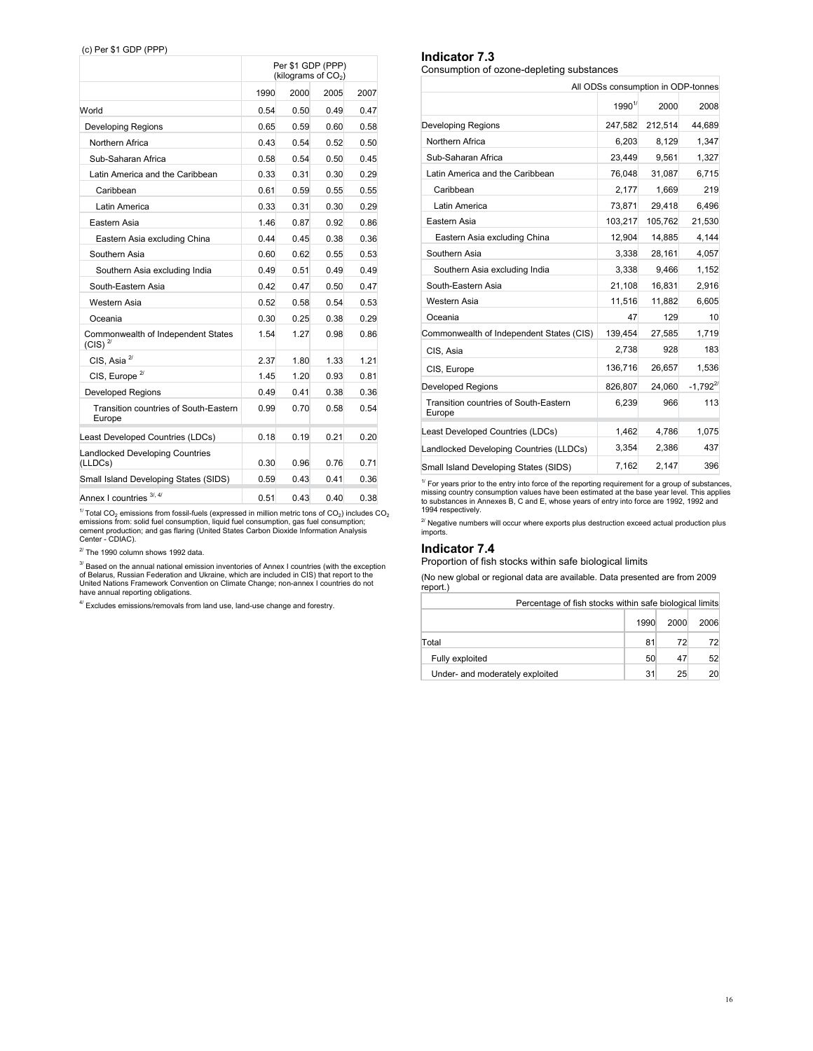(c) Per $1 GDP (PPP)

| | Per $1 GDP (PPP) (kilograms of $CO_2$) | | | |
|---|---|---|---|---|
| | 1990 | 2000 | 2005 | 2007 |
| World | 0.54 | 0.50 | 0.49 | 0.47 |
| Developing Regions | 0.65 | 0.59 | 0.60 | 0.58 |
| Northern Africa | 0.43 | 0.54 | 0.52 | 0.50 |
| Sub-Saharan Africa | 0.58 | 0.54 | 0.50 | 0.45 |
| Latin America and the Caribbean | 0.33 | 0.31 | 0.30 | 0.29 |
| Caribbean | 0.61 | 0.59 | 0.55 | 0.55 |
| Latin America | 0.33 | 0.31 | 0.30 | 0.29 |
| Eastern Asia | 1.46 | 0.87 | 0.92 | 0.86 |
| Eastern Asia excluding China | 0.44 | 0.45 | 0.38 | 0.36 |
| Southern Asia | 0.60 | 0.62 | 0.55 | 0.53 |
| Southern Asia excluding India | 0.49 | 0.51 | 0.49 | 0.49 |
| South-Eastern Asia | 0.42 | 0.47 | 0.50 | 0.47 |
| Western Asia | 0.52 | 0.58 | 0.54 | 0.53 |
| Oceania | 0.30 | 0.25 | 0.38 | 0.29 |
| Commonwealth of Independent States (CIS) [2/] | 1.54 | 1.27 | 0.98 | 0.86 |
| CIS, Asia [2/] | 2.37 | 1.80 | 1.33 | 1.21 |
| CIS, Europe [2/] | 1.45 | 1.20 | 0.93 | 0.81 |
| Developed Regions | 0.49 | 0.41 | 0.38 | 0.36 |
| Transition countries of South-Eastern Europe | 0.99 | 0.70 | 0.58 | 0.54 |
| Least Developed Countries (LDCs) | 0.18 | 0.19 | 0.21 | 0.20 |
| Landlocked Developing Countries (LLDCs) | 0.30 | 0.96 | 0.76 | 0.71 |
| Small Island Developing States (SIDS) | 0.59 | 0.43 | 0.41 | 0.36 |
| Annex I countries [3/, 4/] | 0.51 | 0.43 | 0.40 | 0.38 |

[1/] Total $CO_2$ emissions from fossil-fuels (expressed in million metric tons of $CO_2$) includes $CO_2$ emissions from: solid fuel consumption, liquid fuel consumption, gas fuel consumption; cement production; and gas flaring (United States Carbon Dioxide Information Analysis Center - CDIAC).

[2/] The 1990 column shows 1992 data.

[3/] Based on the annual national emission inventories of Annex I countries (with the exception of Belarus, Russian Federation and Ukraine, which are included in CIS) that report to the United Nations Framework Convention on Climate Change; non-annex I countries do not have annual reporting obligations.

[4/] Excludes emissions/removals from land use, land-use change and forestry.

## Indicator 7.3

Consumption of ozone-depleting substances

| | All ODSs consumption in ODP-tonnes | | |
|---|---|---|---|
| | 1990[1/] | 2000 | 2008 |
| Developing Regions | 247,582 | 212,514 | 44,689 |
| Northern Africa | 6,203 | 8,129 | 1,347 |
| Sub-Saharan Africa | 23,449 | 9,561 | 1,327 |
| Latin America and the Caribbean | 76,048 | 31,087 | 6,715 |
| Caribbean | 2,177 | 1,669 | 219 |
| Latin America | 73,871 | 29,418 | 6,496 |
| Eastern Asia | 103,217 | 105,762 | 21,530 |
| Eastern Asia excluding China | 12,904 | 14,885 | 4,144 |
| Southern Asia | 3,338 | 28,161 | 4,057 |
| Southern Asia excluding India | 3,338 | 9,466 | 1,152 |
| South-Eastern Asia | 21,108 | 16,831 | 2,916 |
| Western Asia | 11,516 | 11,882 | 6,605 |
| Oceania | 47 | 129 | 10 |
| Commonwealth of Independent States (CIS) | 139,454 | 27,585 | 1,719 |
| CIS, Asia | 2,738 | 928 | 183 |
| CIS, Europe | 136,716 | 26,657 | 1,536 |
| Developed Regions | 826,807 | 24,060 | -1,792[2/] |
| Transition countries of South-Eastern Europe | 6,239 | 966 | 113 |
| Least Developed Countries (LDCs) | 1,462 | 4,786 | 1,075 |
| Landlocked Developing Countries (LLDCs) | 3,354 | 2,386 | 437 |
| Small Island Developing States (SIDS) | 7,162 | 2,147 | 396 |

[1/] For years prior to the entry into force of the reporting requirement for a group of substances, missing country consumption values have been estimated at the base year level. This applies to substances in Annexes B, C and E, whose years of entry into force are 1992, 1992 and 1994 respectively.

[2/] Negative numbers will occur where exports plus destruction exceed actual production plus imports.

## Indicator 7.4

Proportion of fish stocks within safe biological limits

(No new global or regional data are available. Data presented are from 2009 report.)

| | Percentage of fish stocks within safe biological limits | | |
|---|---|---|---|
| | 1990 | 2000 | 2006 |
| Total | 81 | 72 | 72 |
| Fully exploited | 50 | 47 | 52 |
| Under- and moderately exploited | 31 | 25 | 20 |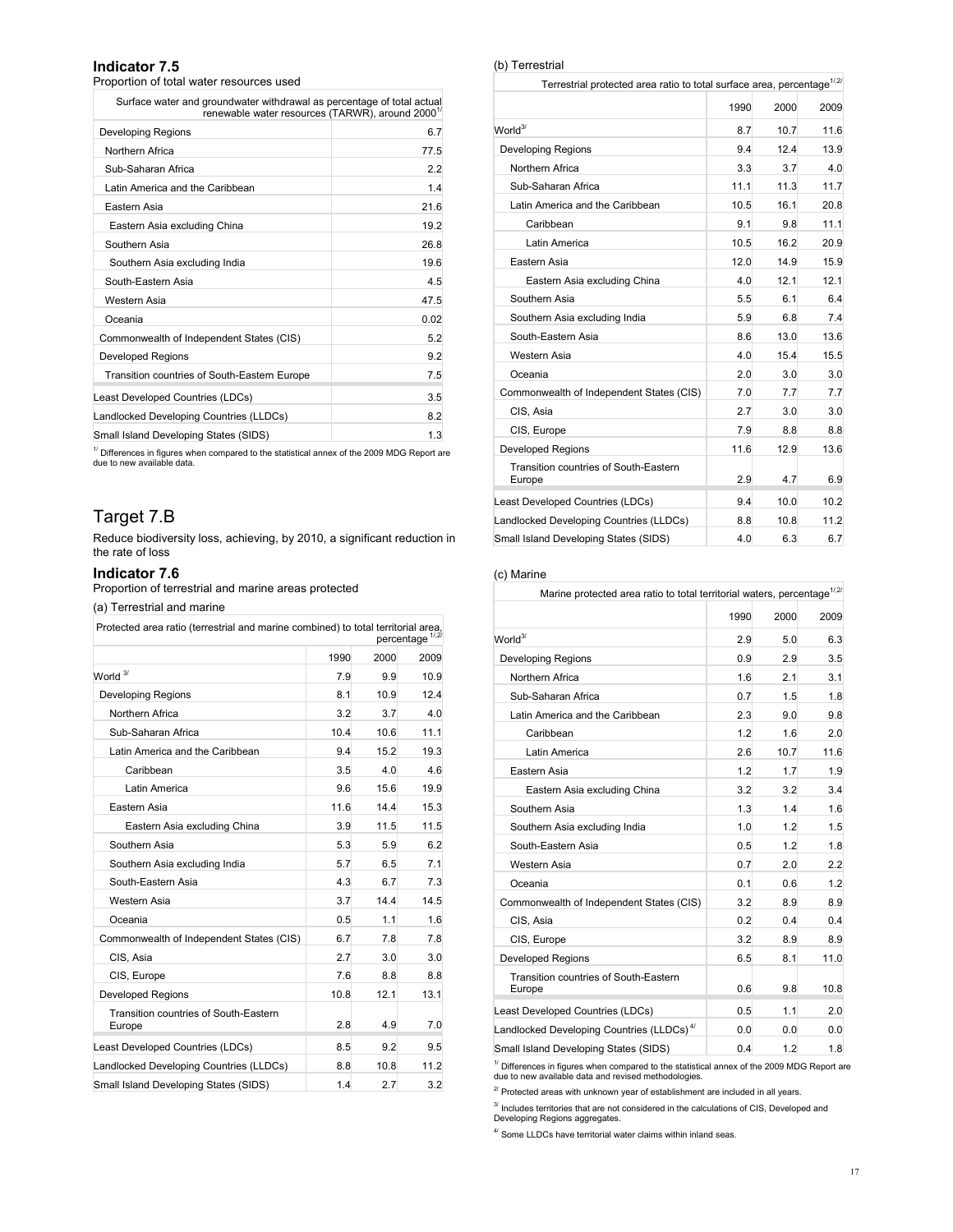## Indicator 7.5

Proportion of total water resources used

| Surface water and groundwater withdrawal as percentage of total actual renewable water resources (TARWR), around 2000[1/] | |
|---|---|
| Developing Regions | 6.7 |
| Northern Africa | 77.5 |
| Sub-Saharan Africa | 2.2 |
| Latin America and the Caribbean | 1.4 |
| Eastern Asia | 21.6 |
| Eastern Asia excluding China | 19.2 |
| Southern Asia | 26.8 |
| Southern Asia excluding India | 19.6 |
| South-Eastern Asia | 4.5 |
| Western Asia | 47.5 |
| Oceania | 0.02 |
| Commonwealth of Independent States (CIS) | 5.2 |
| Developed Regions | 9.2 |
| Transition countries of South-Eastern Europe | 7.5 |
| Least Developed Countries (LDCs) | 3.5 |
| Landlocked Developing Countries (LLDCs) | 8.2 |
| Small Island Developing States (SIDS) | 1.3 |

[1/] Differences in figures when compared to the statistical annex of the 2009 MDG Report are due to new available data.

# Target 7.B

Reduce biodiversity loss, achieving, by 2010, a significant reduction in the rate of loss

## Indicator 7.6

Proportion of terrestrial and marine areas protected

(a) Terrestrial and marine

| Protected area ratio (terrestrial and marine combined) to total territorial area, percentage [1/,2/] | | | |
|---|---|---|---|
| | 1990 | 2000 | 2009 |
| World [3/] | 7.9 | 9.9 | 10.9 |
| Developing Regions | 8.1 | 10.9 | 12.4 |
| Northern Africa | 3.2 | 3.7 | 4.0 |
| Sub-Saharan Africa | 10.4 | 10.6 | 11.1 |
| Latin America and the Caribbean | 9.4 | 15.2 | 19.3 |
| Caribbean | 3.5 | 4.0 | 4.6 |
| Latin America | 9.6 | 15.6 | 19.9 |
| Eastern Asia | 11.6 | 14.4 | 15.3 |
| Eastern Asia excluding China | 3.9 | 11.5 | 11.5 |
| Southern Asia | 5.3 | 5.9 | 6.2 |
| Southern Asia excluding India | 5.7 | 6.5 | 7.1 |
| South-Eastern Asia | 4.3 | 6.7 | 7.3 |
| Western Asia | 3.7 | 14.4 | 14.5 |
| Oceania | 0.5 | 1.1 | 1.6 |
| Commonwealth of Independent States (CIS) | 6.7 | 7.8 | 7.8 |
| CIS, Asia | 2.7 | 3.0 | 3.0 |
| CIS, Europe | 7.6 | 8.8 | 8.8 |
| Developed Regions | 10.8 | 12.1 | 13.1 |
| Transition countries of South-Eastern Europe | 2.8 | 4.9 | 7.0 |
| Least Developed Countries (LDCs) | 8.5 | 9.2 | 9.5 |
| Landlocked Developing Countries (LLDCs) | 8.8 | 10.8 | 11.2 |
| Small Island Developing States (SIDS) | 1.4 | 2.7 | 3.2 |

(b) Terrestrial

| Terrestrial protected area ratio to total surface area, percentage[1/,2/] | | | |
|---|---|---|---|
| | 1990 | 2000 | 2009 |
| World[3/] | 8.7 | 10.7 | 11.6 |
| Developing Regions | 9.4 | 12.4 | 13.9 |
| Northern Africa | 3.3 | 3.7 | 4.0 |
| Sub-Saharan Africa | 11.1 | 11.3 | 11.7 |
| Latin America and the Caribbean | 10.5 | 16.1 | 20.8 |
| Caribbean | 9.1 | 9.8 | 11.1 |
| Latin America | 10.5 | 16.2 | 20.9 |
| Eastern Asia | 12.0 | 14.9 | 15.9 |
| Eastern Asia excluding China | 4.0 | 12.1 | 12.1 |
| Southern Asia | 5.5 | 6.1 | 6.4 |
| Southern Asia excluding India | 5.9 | 6.8 | 7.4 |
| South-Eastern Asia | 8.6 | 13.0 | 13.6 |
| Western Asia | 4.0 | 15.4 | 15.5 |
| Oceania | 2.0 | 3.0 | 3.0 |
| Commonwealth of Independent States (CIS) | 7.0 | 7.7 | 7.7 |
| CIS, Asia | 2.7 | 3.0 | 3.0 |
| CIS, Europe | 7.9 | 8.8 | 8.8 |
| Developed Regions | 11.6 | 12.9 | 13.6 |
| Transition countries of South-Eastern Europe | 2.9 | 4.7 | 6.9 |
| Least Developed Countries (LDCs) | 9.4 | 10.0 | 10.2 |
| Landlocked Developing Countries (LLDCs) | 8.8 | 10.8 | 11.2 |
| Small Island Developing States (SIDS) | 4.0 | 6.3 | 6.7 |

(c) Marine

| Marine protected area ratio to total territorial waters, percentage[1/,2/] | | | |
|---|---|---|---|
| | 1990 | 2000 | 2009 |
| World[3/] | 2.9 | 5.0 | 6.3 |
| Developing Regions | 0.9 | 2.9 | 3.5 |
| Northern Africa | 1.6 | 2.1 | 3.1 |
| Sub-Saharan Africa | 0.7 | 1.5 | 1.8 |
| Latin America and the Caribbean | 2.3 | 9.0 | 9.8 |
| Caribbean | 1.2 | 1.6 | 2.0 |
| Latin America | 2.6 | 10.7 | 11.6 |
| Eastern Asia | 1.2 | 1.7 | 1.9 |
| Eastern Asia excluding China | 3.2 | 3.2 | 3.4 |
| Southern Asia | 1.3 | 1.4 | 1.6 |
| Southern Asia excluding India | 1.0 | 1.2 | 1.5 |
| South-Eastern Asia | 0.5 | 1.2 | 1.8 |
| Western Asia | 0.7 | 2.0 | 2.2 |
| Oceania | 0.1 | 0.6 | 1.2 |
| Commonwealth of Independent States (CIS) | 3.2 | 8.9 | 8.9 |
| CIS, Asia | 0.2 | 0.4 | 0.4 |
| CIS, Europe | 3.2 | 8.9 | 8.9 |
| Developed Regions | 6.5 | 8.1 | 11.0 |
| Transition countries of South-Eastern Europe | 0.6 | 9.8 | 10.8 |
| Least Developed Countries (LDCs) | 0.5 | 1.1 | 2.0 |
| Landlocked Developing Countries (LLDCs) [4/] | 0.0 | 0.0 | 0.0 |
| Small Island Developing States (SIDS) | 0.4 | 1.2 | 1.8 |

[1/] Differences in figures when compared to the statistical annex of the 2009 MDG Report are due to new available data and revised methodologies.

[2/] Protected areas with unknown year of establishment are included in all years.

[3/] Includes territories that are not considered in the calculations of CIS, Developed and Developing Regions aggregates.

[4/] Some LLDCs have territorial water claims within inland seas.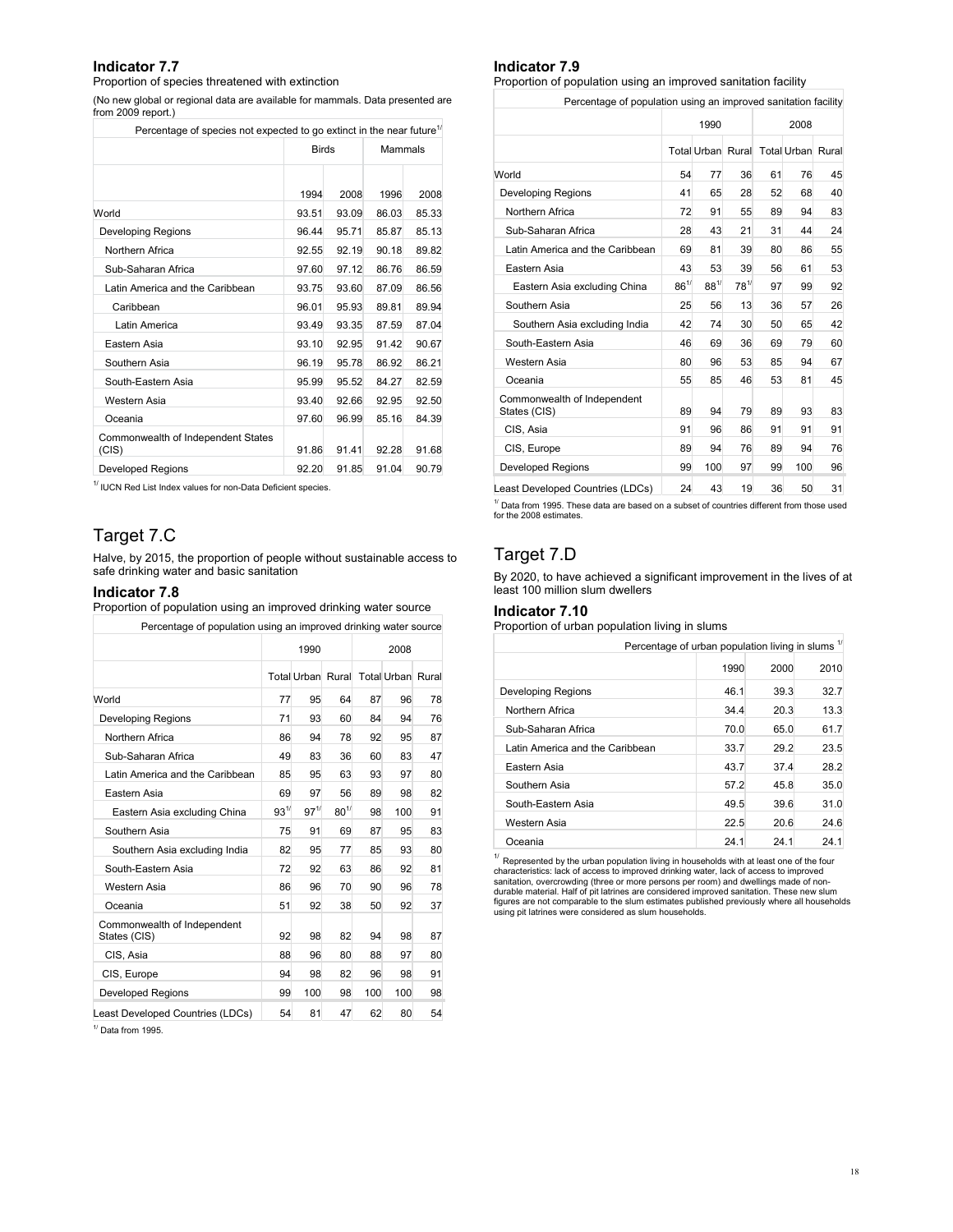### Indicator 7.7

Proportion of species threatened with extinction

(No new global or regional data are available for mammals. Data presented are from 2009 report.)

| Percentage of species not expected to go extinct in the near future[1/] | | | | |
|---|---|---|---|---|
| | Birds | | Mammals | |
| | 1994 | 2008 | 1996 | 2008 |
| World | 93.51 | 93.09 | 86.03 | 85.33 |
| Developing Regions | 96.44 | 95.71 | 85.87 | 85.13 |
| Northern Africa | 92.55 | 92.19 | 90.18 | 89.82 |
| Sub-Saharan Africa | 97.60 | 97.12 | 86.76 | 86.59 |
| Latin America and the Caribbean | 93.75 | 93.60 | 87.09 | 86.56 |
| Caribbean | 96.01 | 95.93 | 89.81 | 89.94 |
| Latin America | 93.49 | 93.35 | 87.59 | 87.04 |
| Eastern Asia | 93.10 | 92.95 | 91.42 | 90.67 |
| Southern Asia | 96.19 | 95.78 | 86.92 | 86.21 |
| South-Eastern Asia | 95.99 | 95.52 | 84.27 | 82.59 |
| Western Asia | 93.40 | 92.66 | 92.95 | 92.50 |
| Oceania | 97.60 | 96.99 | 85.16 | 84.39 |
| Commonwealth of Independent States (CIS) | 91.86 | 91.41 | 92.28 | 91.68 |
| Developed Regions | 92.20 | 91.85 | 91.04 | 90.79 |

[1/] IUCN Red List Index values for non-Data Deficient species.

## Target 7.C

Halve, by 2015, the proportion of people without sustainable access to safe drinking water and basic sanitation

### Indicator 7.8

Proportion of population using an improved drinking water source

| Percentage of population using an improved drinking water source | | | | | | |
|---|---|---|---|---|---|---|
| | 1990 | | | 2008 | | |
| | Total | Urban | Rural | Total | Urban | Rural |
| World | 77 | 95 | 64 | 87 | 96 | 78 |
| Developing Regions | 71 | 93 | 60 | 84 | 94 | 76 |
| Northern Africa | 86 | 94 | 78 | 92 | 95 | 87 |
| Sub-Saharan Africa | 49 | 83 | 36 | 60 | 83 | 47 |
| Latin America and the Caribbean | 85 | 95 | 63 | 93 | 97 | 80 |
| Eastern Asia | 69 | 97 | 56 | 89 | 98 | 82 |
| Eastern Asia excluding China | 93[1/] | 97[1/] | 80[1/] | 98 | 100 | 91 |
| Southern Asia | 75 | 91 | 69 | 87 | 95 | 83 |
| Southern Asia excluding India | 82 | 95 | 77 | 85 | 93 | 80 |
| South-Eastern Asia | 72 | 92 | 63 | 86 | 92 | 81 |
| Western Asia | 86 | 96 | 70 | 90 | 96 | 78 |
| Oceania | 51 | 92 | 38 | 50 | 92 | 37 |
| Commonwealth of Independent States (CIS) | 92 | 98 | 82 | 94 | 98 | 87 |
| CIS, Asia | 88 | 96 | 80 | 88 | 97 | 80 |
| CIS, Europe | 94 | 98 | 82 | 96 | 98 | 91 |
| Developed Regions | 99 | 100 | 98 | 100 | 100 | 98 |
| Least Developed Countries (LDCs) | 54 | 81 | 47 | 62 | 80 | 54 |

[1/] Data from 1995.

### Indicator 7.9

Proportion of population using an improved sanitation facility

| Percentage of population using an improved sanitation facility | | | | | | |
|---|---|---|---|---|---|---|
| | 1990 | | | 2008 | | |
| | Total | Urban | Rural | Total | Urban | Rural |
| World | 54 | 77 | 36 | 61 | 76 | 45 |
| Developing Regions | 41 | 65 | 28 | 52 | 68 | 40 |
| Northern Africa | 72 | 91 | 55 | 89 | 94 | 83 |
| Sub-Saharan Africa | 28 | 43 | 21 | 31 | 44 | 24 |
| Latin America and the Caribbean | 69 | 81 | 39 | 80 | 86 | 55 |
| Eastern Asia | 43 | 53 | 39 | 56 | 61 | 53 |
| Eastern Asia excluding China | 86[1/] | 88[1/] | 78[1/] | 97 | 99 | 92 |
| Southern Asia | 25 | 56 | 13 | 36 | 57 | 26 |
| Southern Asia excluding India | 42 | 74 | 30 | 50 | 65 | 42 |
| South-Eastern Asia | 46 | 69 | 36 | 69 | 79 | 60 |
| Western Asia | 80 | 96 | 53 | 85 | 94 | 67 |
| Oceania | 55 | 85 | 46 | 53 | 81 | 45 |
| Commonwealth of Independent States (CIS) | 89 | 94 | 79 | 89 | 93 | 83 |
| CIS, Asia | 91 | 96 | 86 | 91 | 91 | 91 |
| CIS, Europe | 89 | 94 | 76 | 89 | 94 | 76 |
| Developed Regions | 99 | 100 | 97 | 99 | 100 | 96 |
| Least Developed Countries (LDCs) | 24 | 43 | 19 | 36 | 50 | 31 |

[1/] Data from 1995. These data are based on a subset of countries different from those used for the 2008 estimates.

## Target 7.D

By 2020, to have achieved a significant improvement in the lives of at least 100 million slum dwellers

### Indicator 7.10

Proportion of urban population living in slums

| Percentage of urban population living in slums [1/] | | | |
|---|---|---|---|
| | 1990 | 2000 | 2010 |
| Developing Regions | 46.1 | 39.3 | 32.7 |
| Northern Africa | 34.4 | 20.3 | 13.3 |
| Sub-Saharan Africa | 70.0 | 65.0 | 61.7 |
| Latin America and the Caribbean | 33.7 | 29.2 | 23.5 |
| Eastern Asia | 43.7 | 37.4 | 28.2 |
| Southern Asia | 57.2 | 45.8 | 35.0 |
| South-Eastern Asia | 49.5 | 39.6 | 31.0 |
| Western Asia | 22.5 | 20.6 | 24.6 |
| Oceania | 24.1 | 24.1 | 24.1 |

[1/] Represented by the urban population living in households with at least one of the four characteristics: lack of access to improved drinking water, lack of access to improved sanitation, overcrowding (three or more persons per room) and dwellings made of non-durable material. Half of pit latrines are considered improved sanitation. These new slum figures are not comparable to the slum estimates published previously where all households using pit latrines were considered as slum households.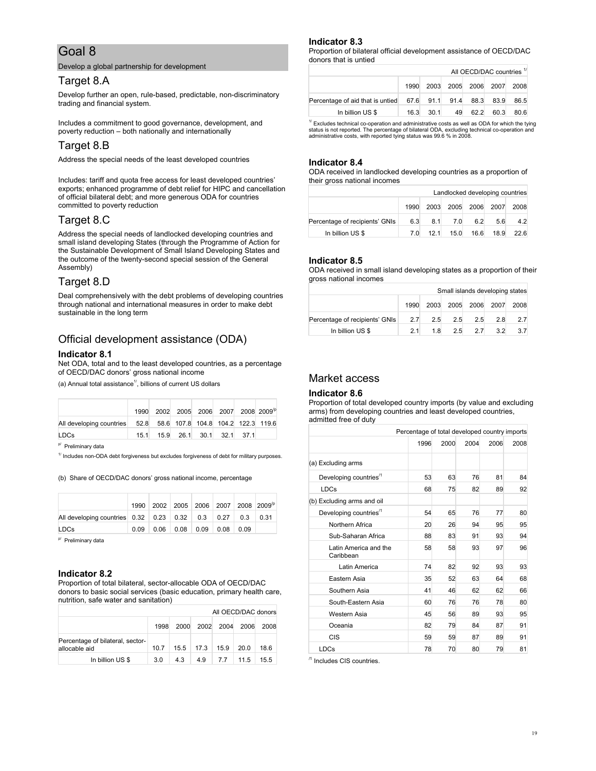# Goal 8

Develop a global partnership for development

## Target 8.A

Develop further an open, rule-based, predictable, non-discriminatory trading and financial system.

Includes a commitment to good governance, development, and poverty reduction – both nationally and internationally

## Target 8.B

Address the special needs of the least developed countries

Includes: tariff and quota free access for least developed countries' exports; enhanced programme of debt relief for HIPC and cancellation of official bilateral debt; and more generous ODA for countries committed to poverty reduction

## Target 8.C

Address the special needs of landlocked developing countries and small island developing States (through the Programme of Action for the Sustainable Development of Small Island Developing States and the outcome of the twenty-second special session of the General Assembly)

## Target 8.D

Deal comprehensively with the debt problems of developing countries through national and international measures in order to make debt sustainable in the long term

## Official development assistance (ODA)

### Indicator 8.1

Net ODA, total and to the least developed countries, as a percentage of OECD/DAC donors' gross national income

(a) Annual total assistance[1/], billions of current US dollars

| | 1990 | 2002 | 2005 | 2006 | 2007 | 2008 | 2009[p/] |
|---|---|---|---|---|---|---|---|
| All developing countries | 52.8 | 58.6 | 107.8 | 104.8 | 104.2 | 122.3 | 119.6 |
| LDCs | 15.1 | 15.9 | 26.1 | 30.1 | 32.1 | 37.1 | |

[p/] Preliminary data

[1/] Includes non-ODA debt forgiveness but excludes forgiveness of debt for military purposes.

(b) Share of OECD/DAC donors' gross national income, percentage

| | 1990 | 2002 | 2005 | 2006 | 2007 | 2008 | 2009[p/] |
|---|---|---|---|---|---|---|---|
| All developing countries | 0.32 | 0.23 | 0.32 | 0.3 | 0.27 | 0.3 | 0.31 |
| LDCs | 0.09 | 0.06 | 0.08 | 0.09 | 0.08 | 0.09 | |

[p/] Preliminary data

### Indicator 8.2

Proportion of total bilateral, sector-allocable ODA of OECD/DAC donors to basic social services (basic education, primary health care, nutrition, safe water and sanitation)

| | All OECD/DAC donors | | | | | |
|---|---|---|---|---|---|---|
| | 1998 | 2000 | 2002 | 2004 | 2006 | 2008 |
| Percentage of bilateral, sector-allocable aid | 10.7 | 15.5 | 17.3 | 15.9 | 20.0 | 18.6 |
| In billion US $ | 3.0 | 4.3 | 4.9 | 7.7 | 11.5 | 15.5 |

### Indicator 8.3

Proportion of bilateral official development assistance of OECD/DAC donors that is untied

| | All OECD/DAC countries [1/] | | | | | |
|---|---|---|---|---|---|---|
| | 1990 | 2003 | 2005 | 2006 | 2007 | 2008 |
| Percentage of aid that is untied | 67.6 | 91.1 | 91.4 | 88.3 | 83.9 | 86.5 |
| In billion US $ | 16.3 | 30.1 | 49 | 62.2 | 60.3 | 80.6 |

[1/] Excludes technical co-operation and administrative costs as well as ODA for which the tying status is not reported. The percentage of bilateral ODA, excluding technical co-operation and administrative costs, with reported tying status was 99.6 % in 2008.

### Indicator 8.4

ODA received in landlocked developing countries as a proportion of their gross national incomes

| | Landlocked developing countries | | | | | |
|---|---|---|---|---|---|---|
| | 1990 | 2003 | 2005 | 2006 | 2007 | 2008 |
| Percentage of recipients' GNIs | 6.3 | 8.1 | 7.0 | 6.2 | 5.6 | 4.2 |
| In billion US $ | 7.0 | 12.1 | 15.0 | 16.6 | 18.9 | 22.6 |

### Indicator 8.5

ODA received in small island developing states as a proportion of their gross national incomes

| | Small islands developing states | | | | | |
|---|---|---|---|---|---|---|
| | 1990 | 2003 | 2005 | 2006 | 2007 | 2008 |
| Percentage of recipients' GNIs | 2.7 | 2.5 | 2.5 | 2.5 | 2.8 | 2.7 |
| In billion US $ | 2.1 | 1.8 | 2.5 | 2.7 | 3.2 | 3.7 |

## Market access

### Indicator 8.6

Proportion of total developed country imports (by value and excluding arms) from developing countries and least developed countries, admitted free of duty

| | Percentage of total developed country imports | | | | |
|---|---|---|---|---|---|
| | 1996 | 2000 | 2004 | 2006 | 2008 |
| (a) Excluding arms | | | | | |
| Developing countries[/1] | 53 | 63 | 76 | 81 | 84 |
| LDCs | 68 | 75 | 82 | 89 | 92 |
| (b) Excluding arms and oil | | | | | |
| Developing countries[/1] | 54 | 65 | 76 | 77 | 80 |
| Northern Africa | 20 | 26 | 94 | 95 | 95 |
| Sub-Saharan Africa | 88 | 83 | 91 | 93 | 94 |
| Latin America and the Caribbean | 58 | 58 | 93 | 97 | 96 |
| Latin America | 74 | 82 | 92 | 93 | 93 |
| Eastern Asia | 35 | 52 | 63 | 64 | 68 |
| Southern Asia | 41 | 46 | 62 | 62 | 66 |
| South-Eastern Asia | 60 | 76 | 76 | 78 | 80 |
| Western Asia | 45 | 56 | 89 | 93 | 95 |
| Oceania | 82 | 79 | 84 | 87 | 91 |
| CIS | 59 | 59 | 87 | 89 | 91 |
| LDCs | 78 | 70 | 80 | 79 | 81 |

[/1] Includes CIS countries.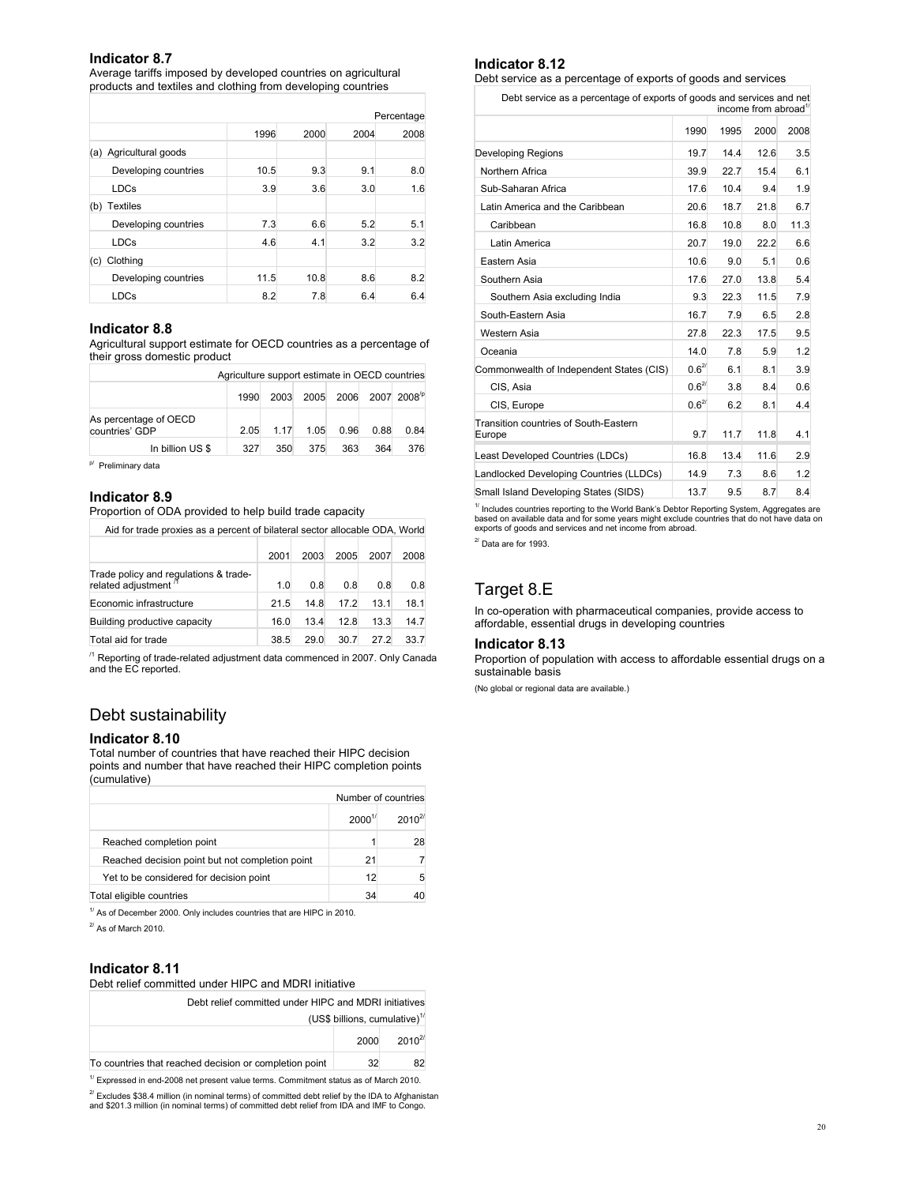### Indicator 8.7

Average tariffs imposed by developed countries on agricultural products and textiles and clothing from developing countries

| | | | | Percentage |
|---|---|---|---|---|
| | 1996 | 2000 | 2004 | 2008 |
| (a) Agricultural goods | | | | |
| Developing countries | 10.5 | 9.3 | 9.1 | 8.0 |
| LDCs | 3.9 | 3.6 | 3.0 | 1.6 |
| (b) Textiles | | | | |
| Developing countries | 7.3 | 6.6 | 5.2 | 5.1 |
| LDCs | 4.6 | 4.1 | 3.2 | 3.2 |
| (c) Clothing | | | | |
| Developing countries | 11.5 | 10.8 | 8.6 | 8.2 |
| LDCs | 8.2 | 7.8 | 6.4 | 6.4 |

### Indicator 8.8

Agricultural support estimate for OECD countries as a percentage of their gross domestic product

| | Agriculture support estimate in OECD countries | | | | | |
|---|---|---|---|---|---|---|
| | 1990 | 2003 | 2005 | 2006 | 2007 | 2008[p] |
| As percentage of OECD countries' GDP | 2.05 | 1.17 | 1.05 | 0.96 | 0.88 | 0.84 |
| In billion US $ | 327 | 350 | 375 | 363 | 364 | 376 |

[p] Preliminary data

### Indicator 8.9

Proportion of ODA provided to help build trade capacity

| | Aid for trade proxies as a percent of bilateral sector allocable ODA, World | | | | |
|---|---|---|---|---|---|
| | 2001 | 2003 | 2005 | 2007 | 2008 |
| Trade policy and regulations & trade-related adjustment [1] | 1.0 | 0.8 | 0.8 | 0.8 | 0.8 |
| Economic infrastructure | 21.5 | 14.8 | 17.2 | 13.1 | 18.1 |
| Building productive capacity | 16.0 | 13.4 | 12.8 | 13.3 | 14.7 |
| Total aid for trade | 38.5 | 29.0 | 30.7 | 27.2 | 33.7 |

[1] Reporting of trade-related adjustment data commenced in 2007. Only Canada and the EC reported.

## Debt sustainability

### Indicator 8.10

Total number of countries that have reached their HIPC decision points and number that have reached their HIPC completion points (cumulative)

| | Number of countries | |
|---|---|---|
| | 2000[1] | 2010[2] |
| Reached completion point | 1 | 28 |
| Reached decision point but not completion point | 21 | 7 |
| Yet to be considered for decision point | 12 | 5 |
| Total eligible countries | 34 | 40 |

[1] As of December 2000. Only includes countries that are HIPC in 2010.

[2] As of March 2010.

### Indicator 8.11

Debt relief committed under HIPC and MDRI initiative

| | Debt relief committed under HIPC and MDRI initiatives (US$ billions, cumulative)[1] | |
|---|---|---|
| | 2000 | 2010[2] |
| To countries that reached decision or completion point | 32 | 82 |

[1] Expressed in end-2008 net present value terms. Commitment status as of March 2010.

[2] Excludes $38.4 million (in nominal terms) of committed debt relief by the IDA to Afghanistan and $201.3 million (in nominal terms) of committed debt relief from IDA and IMF to Congo.

### Indicator 8.12

Debt service as a percentage of exports of goods and services

| | Debt service as a percentage of exports of goods and services and net income from abroad[1] | | | |
|---|---|---|---|---|
| | 1990 | 1995 | 2000 | 2008 |
| Developing Regions | 19.7 | 14.4 | 12.6 | 3.5 |
| Northern Africa | 39.9 | 22.7 | 15.4 | 6.1 |
| Sub-Saharan Africa | 17.6 | 10.4 | 9.4 | 1.9 |
| Latin America and the Caribbean | 20.6 | 18.7 | 21.8 | 6.7 |
| Caribbean | 16.8 | 10.8 | 8.0 | 11.3 |
| Latin America | 20.7 | 19.0 | 22.2 | 6.6 |
| Eastern Asia | 10.6 | 9.0 | 5.1 | 0.6 |
| Southern Asia | 17.6 | 27.0 | 13.8 | 5.4 |
| Southern Asia excluding India | 9.3 | 22.3 | 11.5 | 7.9 |
| South-Eastern Asia | 16.7 | 7.9 | 6.5 | 2.8 |
| Western Asia | 27.8 | 22.3 | 17.5 | 9.5 |
| Oceania | 14.0 | 7.8 | 5.9 | 1.2 |
| Commonwealth of Independent States (CIS) | 0.6[2] | 6.1 | 8.1 | 3.9 |
| CIS, Asia | 0.6[2] | 3.8 | 8.4 | 0.6 |
| CIS, Europe | 0.6[2] | 6.2 | 8.1 | 4.4 |
| Transition countries of South-Eastern Europe | 9.7 | 11.7 | 11.8 | 4.1 |
| Least Developed Countries (LDCs) | 16.8 | 13.4 | 11.6 | 2.9 |
| Landlocked Developing Countries (LLDCs) | 14.9 | 7.3 | 8.6 | 1.2 |
| Small Island Developing States (SIDS) | 13.7 | 9.5 | 8.7 | 8.4 |

[1] Includes countries reporting to the World Bank's Debtor Reporting System, Aggregates are based on available data and for some years might exclude countries that do not have data on exports of goods and services and net income from abroad.

[2] Data are for 1993.

## Target 8.E

In co-operation with pharmaceutical companies, provide access to affordable, essential drugs in developing countries

### Indicator 8.13

Proportion of population with access to affordable essential drugs on a sustainable basis

(No global or regional data are available.)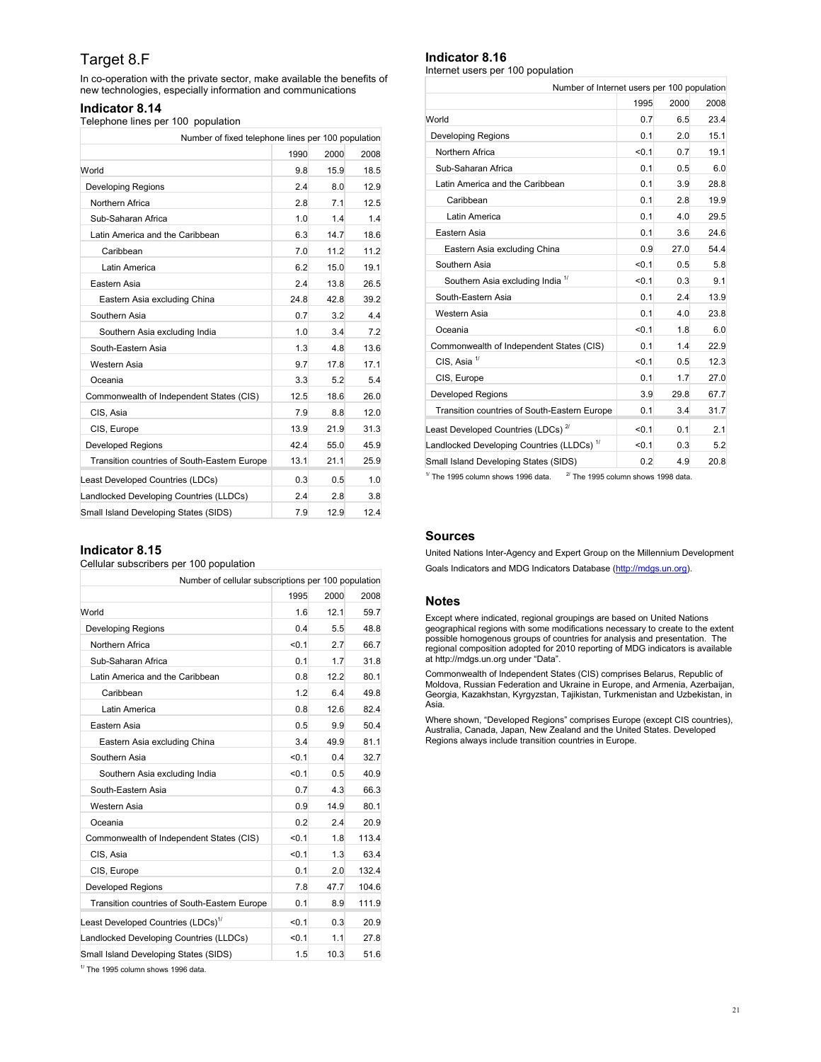## Target 8.F

In co-operation with the private sector, make available the benefits of new technologies, especially information and communications

### Indicator 8.14

Telephone lines per 100 population

| Number of fixed telephone lines per 100 population | | | |
|---|---|---|---|
| | 1990 | 2000 | 2008 |
| World | 9.8 | 15.9 | 18.5 |
| Developing Regions | 2.4 | 8.0 | 12.9 |
| Northern Africa | 2.8 | 7.1 | 12.5 |
| Sub-Saharan Africa | 1.0 | 1.4 | 1.4 |
| Latin America and the Caribbean | 6.3 | 14.7 | 18.6 |
| Caribbean | 7.0 | 11.2 | 11.2 |
| Latin America | 6.2 | 15.0 | 19.1 |
| Eastern Asia | 2.4 | 13.8 | 26.5 |
| Eastern Asia excluding China | 24.8 | 42.8 | 39.2 |
| Southern Asia | 0.7 | 3.2 | 4.4 |
| Southern Asia excluding India | 1.0 | 3.4 | 7.2 |
| South-Eastern Asia | 1.3 | 4.8 | 13.6 |
| Western Asia | 9.7 | 17.8 | 17.1 |
| Oceania | 3.3 | 5.2 | 5.4 |
| Commonwealth of Independent States (CIS) | 12.5 | 18.6 | 26.0 |
| CIS, Asia | 7.9 | 8.8 | 12.0 |
| CIS, Europe | 13.9 | 21.9 | 31.3 |
| Developed Regions | 42.4 | 55.0 | 45.9 |
| Transition countries of South-Eastern Europe | 13.1 | 21.1 | 25.9 |
| Least Developed Countries (LDCs) | 0.3 | 0.5 | 1.0 |
| Landlocked Developing Countries (LLDCs) | 2.4 | 2.8 | 3.8 |
| Small Island Developing States (SIDS) | 7.9 | 12.9 | 12.4 |

### Indicator 8.15

Cellular subscribers per 100 population

| Number of cellular subscriptions per 100 population | | | |
|---|---|---|---|
| | 1995 | 2000 | 2008 |
| World | 1.6 | 12.1 | 59.7 |
| Developing Regions | 0.4 | 5.5 | 48.8 |
| Northern Africa | <0.1 | 2.7 | 66.7 |
| Sub-Saharan Africa | 0.1 | 1.7 | 31.8 |
| Latin America and the Caribbean | 0.8 | 12.2 | 80.1 |
| Caribbean | 1.2 | 6.4 | 49.8 |
| Latin America | 0.8 | 12.6 | 82.4 |
| Eastern Asia | 0.5 | 9.9 | 50.4 |
| Eastern Asia excluding China | 3.4 | 49.9 | 81.1 |
| Southern Asia | <0.1 | 0.4 | 32.7 |
| Southern Asia excluding India | <0.1 | 0.5 | 40.9 |
| South-Eastern Asia | 0.7 | 4.3 | 66.3 |
| Western Asia | 0.9 | 14.9 | 80.1 |
| Oceania | 0.2 | 2.4 | 20.9 |
| Commonwealth of Independent States (CIS) | <0.1 | 1.8 | 113.4 |
| CIS, Asia | <0.1 | 1.3 | 63.4 |
| CIS, Europe | 0.1 | 2.0 | 132.4 |
| Developed Regions | 7.8 | 47.7 | 104.6 |
| Transition countries of South-Eastern Europe | 0.1 | 8.9 | 111.9 |
| Least Developed Countries (LDCs)[1/] | <0.1 | 0.3 | 20.9 |
| Landlocked Developing Countries (LLDCs) | <0.1 | 1.1 | 27.8 |
| Small Island Developing States (SIDS) | 1.5 | 10.3 | 51.6 |

[1/] The 1995 column shows 1996 data.

### Indicator 8.16

Internet users per 100 population

| Number of Internet users per 100 population | | | |
|---|---|---|---|
| | 1995 | 2000 | 2008 |
| World | 0.7 | 6.5 | 23.4 |
| Developing Regions | 0.1 | 2.0 | 15.1 |
| Northern Africa | <0.1 | 0.7 | 19.1 |
| Sub-Saharan Africa | 0.1 | 0.5 | 6.0 |
| Latin America and the Caribbean | 0.1 | 3.9 | 28.8 |
| Caribbean | 0.1 | 2.8 | 19.9 |
| Latin America | 0.1 | 4.0 | 29.5 |
| Eastern Asia | 0.1 | 3.6 | 24.6 |
| Eastern Asia excluding China | 0.9 | 27.0 | 54.4 |
| Southern Asia | <0.1 | 0.5 | 5.8 |
| Southern Asia excluding India [1/] | <0.1 | 0.3 | 9.1 |
| South-Eastern Asia | 0.1 | 2.4 | 13.9 |
| Western Asia | 0.1 | 4.0 | 23.8 |
| Oceania | <0.1 | 1.8 | 6.0 |
| Commonwealth of Independent States (CIS) | 0.1 | 1.4 | 22.9 |
| CIS, Asia [1/] | <0.1 | 0.5 | 12.3 |
| CIS, Europe | 0.1 | 1.7 | 27.0 |
| Developed Regions | 3.9 | 29.8 | 67.7 |
| Transition countries of South-Eastern Europe | 0.1 | 3.4 | 31.7 |
| Least Developed Countries (LDCs) [2/] | <0.1 | 0.1 | 2.1 |
| Landlocked Developing Countries (LLDCs) [1/] | <0.1 | 0.3 | 5.2 |
| Small Island Developing States (SIDS) | 0.2 | 4.9 | 20.8 |

[1/] The 1995 column shows 1996 data. [2/] The 1995 column shows 1998 data.

## Sources

United Nations Inter-Agency and Expert Group on the Millennium Development Goals Indicators and MDG Indicators Database (http://mdgs.un.org).

## Notes

Except where indicated, regional groupings are based on United Nations geographical regions with some modifications necessary to create to the extent possible homogenous groups of countries for analysis and presentation. The regional composition adopted for 2010 reporting of MDG indicators is available at http://mdgs.un.org under "Data".

Commonwealth of Independent States (CIS) comprises Belarus, Republic of Moldova, Russian Federation and Ukraine in Europe, and Armenia, Azerbaijan, Georgia, Kazakhstan, Kyrgyzstan, Tajikistan, Turkmenistan and Uzbekistan, in Asia.

Where shown, "Developed Regions" comprises Europe (except CIS countries), Australia, Canada, Japan, New Zealand and the United States. Developed Regions always include transition countries in Europe.